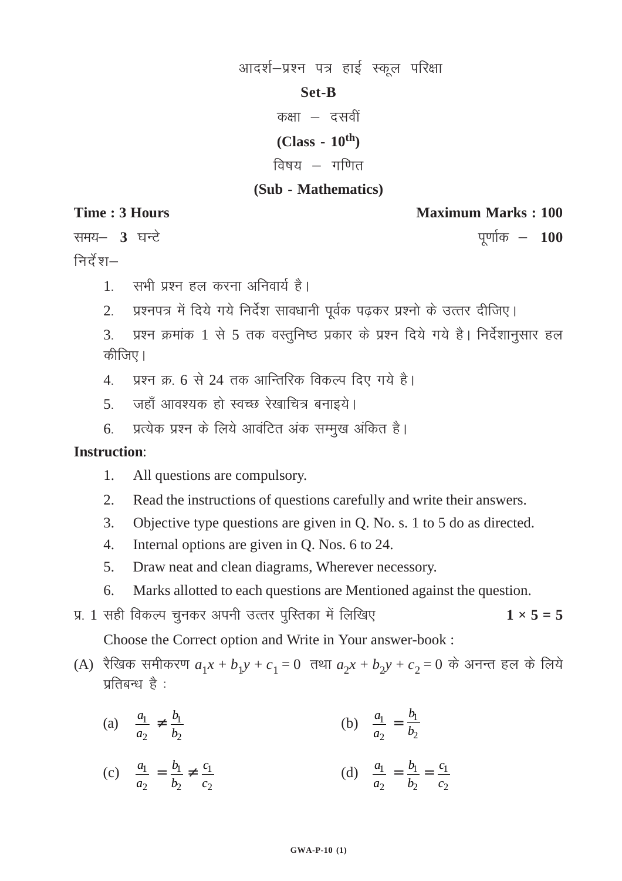# आदर्श–प्रश्न पत्र हाई स्कूल परिक्षा

**Set-B**

कक्षा – दसवीं

**(Class - 10th)**

विषय – गणित

**(Sub - Mathematics)**

**Time : 3 Hours** **Maximum Marks : 100**

समय– **3** घन्टे पूर्णांक – **100**

निर्देश–

1. सभी प्रश्न हल करना अनिवार्य है।
2. प्रश्नपत्र में दिये गये निर्देश सावधानी पूर्वक पढ़कर प्रश्नो के उत्तर दीजिए।
3. प्रश्न क्रमांक 1 से 5 तक वस्तुनिष्ठ प्रकार के प्रश्न दिये गये है। निर्देशानुसार हल कीजिए।
4. प्रश्न क्र. 6 से 24 तक आन्तिरिक विकल्प दिए गये है।
5. जहाँ आवश्यक हो स्वच्छ रेखाचित्र बनाइये।
6. प्रत्येक प्रश्न के लिये आवंटित अंक सम्मुख अंकित है।

**Instruction**:

1. All questions are compulsory.
2. Read the instructions of questions carefully and write their answers.
3. Objective type questions are given in Q. No. s. 1 to 5 do as directed.
4. Internal options are given in Q. Nos. 6 to 24.
5. Draw neat and clean diagrams, Wherever necessary.
6. Marks allotted to each questions are Mentioned against the question.

प्र. 1 सही विकल्प चुनकर अपनी उत्तर पुस्तिका में लिखिए **1 × 5 = 5**

Choose the Correct option and Write in Your answer-book :

(A) रैखिक समीकरण $a_1x + b_1y + c_1 = 0$ तथा $a_2x + b_2y + c_2 = 0$ के अनन्त हल के लिये प्रतिबन्ध है :

(a) $\frac{a_1}{a_2} \neq \frac{b_1}{b_2}$ (b) $\frac{a_1}{a_2} = \frac{b_1}{b_2}$

(c) $\frac{a_1}{a_2} = \frac{b_1}{b_2} \neq \frac{c_1}{c_2}$ (d) $\frac{a_1}{a_2} = \frac{b_1}{b_2} = \frac{c_1}{c_2}$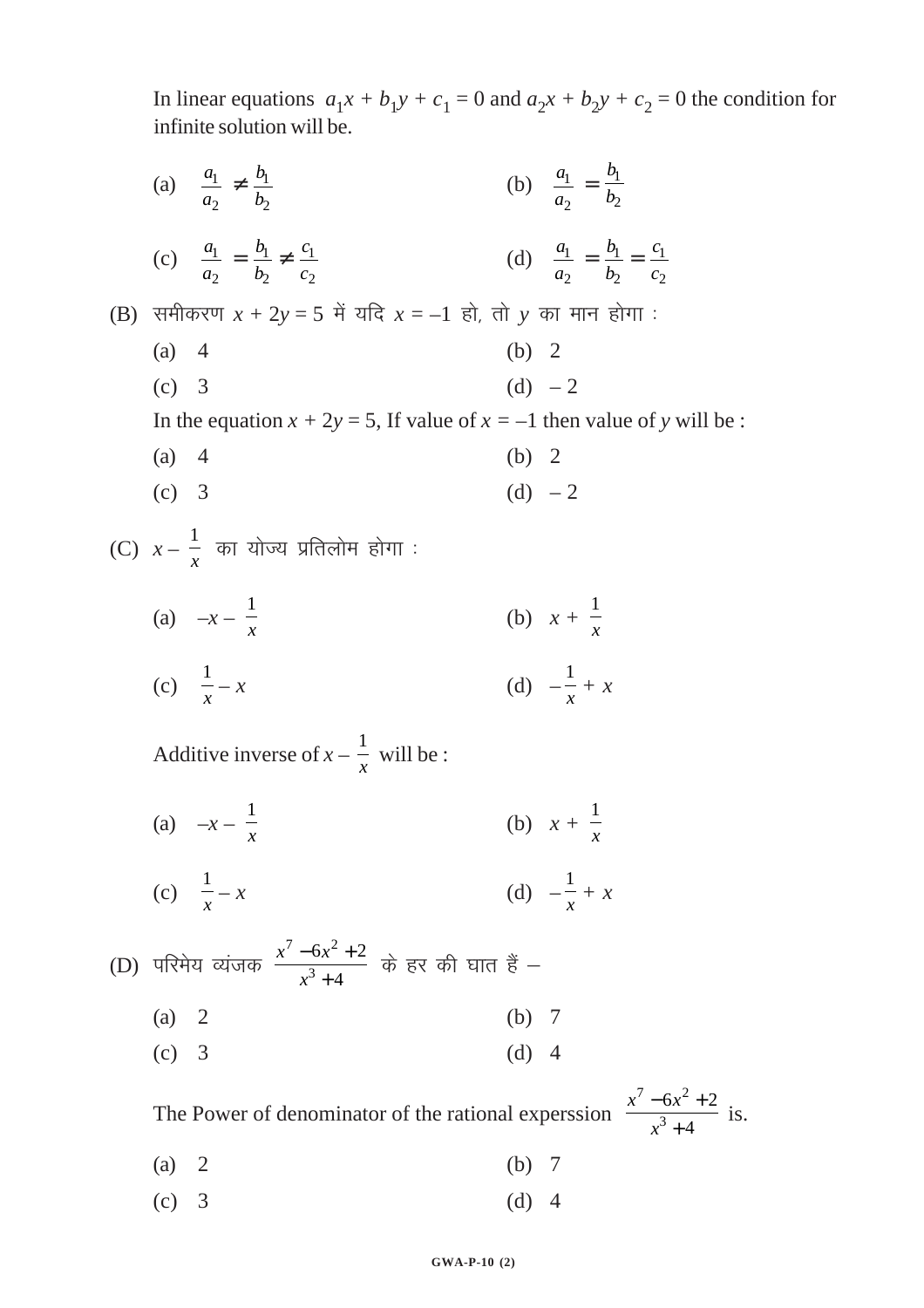In linear equations $a_1x + b_1y + c_1 = 0$ and $a_2x + b_2y + c_2 = 0$ the condition for infinite solution will be.

(a) $\frac{a_1}{a_2} \neq \frac{b_1}{b_2}$ (b) $\frac{a_1}{a_2} = \frac{b_1}{b_2}$

(c) $\frac{a_1}{a_2} = \frac{b_1}{b_2} \neq \frac{c_1}{c_2}$ (d) $\frac{a_1}{a_2} = \frac{b_1}{b_2} = \frac{c_1}{c_2}$

(B) समीकरण $x + 2y = 5$ में यदि $x = -1$ हो, तो $y$ का मान होगा :

(a) 4 (b) 2

(c) 3 (d) – 2

In the equation $x + 2y = 5$, If value of $x = -1$ then value of $y$ will be :

(a) 4 (b) 2

(c) 3 (d) – 2

(C) $x - \frac{1}{x}$ का योज्य प्रतिलोम होगा :

(a) $-x - \frac{1}{x}$ (b) $x + \frac{1}{x}$

(c) $\frac{1}{x} - x$ (d) $-\frac{1}{x} + x$

Additive inverse of $x - \frac{1}{x}$ will be :

(a) $-x - \frac{1}{x}$ (b) $x + \frac{1}{x}$

(c) $\frac{1}{x} - x$ (d) $-\frac{1}{x} + x$

(D) परिमेय व्यंजक $\frac{x^7 - 6x^2 + 2}{x^3 + 4}$ के हर की घात हैं –

(a) 2 (b) 7

(c) 3 (d) 4

The Power of denominator of the rational experssion $\frac{x^7 - 6x^2 + 2}{x^3 + 4}$ is.

(a) 2 (b) 7

(c) 3 (d) 4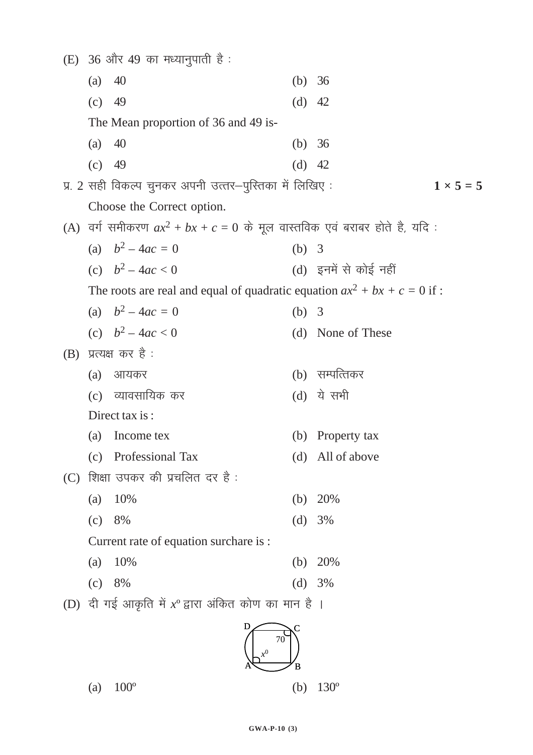(E) 36 और 49 का मध्यानुपाती है :

| | |
|---|---|
| (a) 40 | (b) 36 |
| (c) 49 | (d) 42 |

The Mean proportion of 36 and 49 is-

| | |
|---|---|
| (a) 40 | (b) 36 |
| (c) 49 | (d) 42 |

प्र. 2 सही विकल्प चुनकर अपनी उत्तर–पुस्तिका में लिखिए : **$1 \times 5 = 5$**

Choose the Correct option.

(A) वर्ग समीकरण $ax^2 + bx + c = 0$ के मूल वास्तविक एवं बराबर होते है, यदि :

| | |
|---|---|
| (a) $b^2 - 4ac = 0$ | (b) 3 |
| (c) $b^2 - 4ac < 0$ | (d) इनमें से कोई नहीं |

The roots are real and equal of quadratic equation $ax^2 + bx + c = 0$ if :

| | |
|---|---|
| (a) $b^2 - 4ac = 0$ | (b) 3 |
| (c) $b^2 - 4ac < 0$ | (d) None of These |

(B) प्रत्यक्ष कर है :

| | |
|---|---|
| (a) आयकर | (b) सम्पत्तिकर |
| (c) व्यावसायिक कर | (d) ये सभी |

Direct tax is :

| | |
|---|---|
| (a) Income tex | (b) Property tax |
| (c) Professional Tax | (d) All of above |

(C) शिक्षा उपकर की प्रचलित दर है :

| | |
|---|---|
| (a) 10% | (b) 20% |
| (c) 8% | (d) 3% |

Current rate of equation surchare is :

| | |
|---|---|
| (a) 10% | (b) 20% |
| (c) 8% | (d) 3% |

(D) दी गई आकृति में $x^o$ द्वारा अंकित कोण का मान है ।

| | |
|---|---|
| (a) $100^o$ | (b) $130^o$ |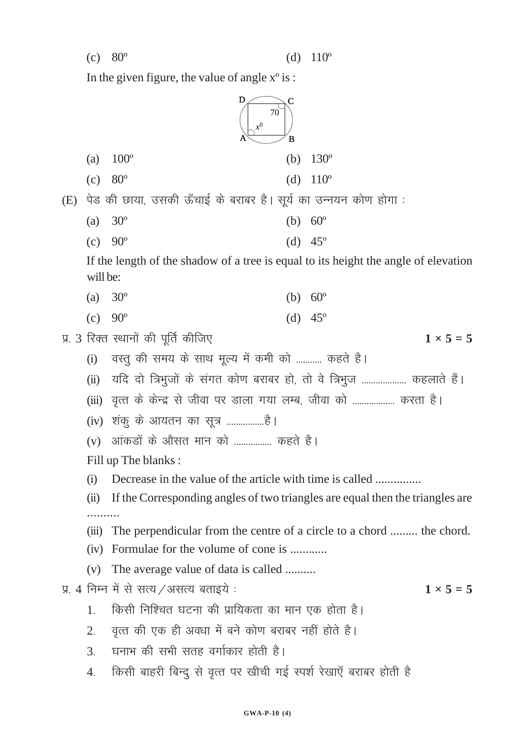(c) $80^o$ (d) $110^o$

In the given figure, the value of angle $x^o$ is :

(a) $100^o$ (b) $130^o$

(c) $80^o$ (d) $110^o$

(E) पेड की छाया, उसकी ऊँचाई के बराबर है। सूर्य का उन्नयन कोण होगा :

(a) $30^o$ (b) $60^o$

(c) $90^o$ (d) $45^o$

If the length of the shadow of a tree is equal to its height the angle of elevation will be:

(a) $30^o$ (b) $60^o$

(c) $90^o$ (d) $45^o$

प्र. 3 रिक्त स्थानों की पूर्ति कीजिए **1 × 5 = 5**

(i) वस्तु की समय के साथ मूल्य में कमी को ........... कहते है।

(ii) यदि दो त्रिभुजों के संगत कोण बराबर हो, तो वे त्रिभुज ................... कहलाते हैं।

(iii) वृत्त के केन्द्र से जीवा पर डाला गया लम्ब, जीवा को .................. करता है।

(iv) शंकु के आयतन का सूत्र ................है।

(v) आंकडों के औसत मान को ................ कहते है।

Fill up The blanks :

(i) Decrease in the value of the article with time is called ...............

(ii) If the Corresponding angles of two triangles are equal then the triangles are ..........

(iii) The perpendicular from the centre of a circle to a chord ......... the chord.

(iv) Formulae for the volume of cone is ............

(v) The average value of data is called ..........

प्र. 4 निम्न में से सत्य/असत्य बताइये : **1 × 5 = 5**

1. किसी निश्चित घटना की प्रायिकता का मान एक होता है।
2. वृत्त की एक ही अवधा में बने कोण बराबर नहीं होते है।
3. घनाभ की सभी सतह वर्गाकार होती है।
4. किसी बाहरी बिन्दु से वृत्त पर खीची गई स्पर्श रेखाएँ बराबर होती है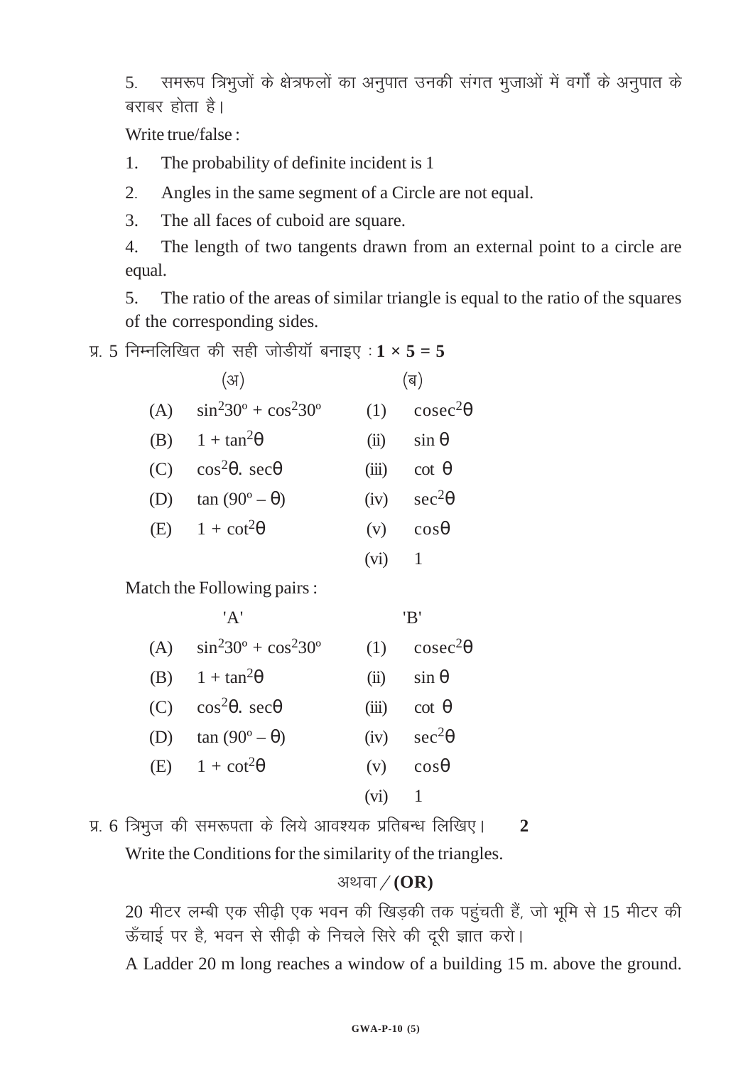5. समरूप त्रिभुजों के क्षेत्रफलों का अनुपात उनकी संगत भुजाओं में वर्गों के अनुपात के बराबर होता है।

Write true/false :

1. The probability of definite incident is 1
2. Angles in the same segment of a Circle are not equal.
3. The all faces of cuboid are square.
4. The length of two tangents drawn from an external point to a circle are equal.
5. The ratio of the areas of similar triangle is equal to the ratio of the squares of the corresponding sides.

प्र. 5 निम्नलिखित की सही जोडीयॉ बनाइए : **1 × 5 = 5**

| | (अ) | | (ब) |
|---|---|---|---|
| (A) | $\sin^2 30^\circ + \cos^2 30^\circ$ | (1) | $\text{cosec}^2\theta$ |
| (B) | $1 + \tan^2\theta$ | (ii) | $\sin\theta$ |
| (C) | $\cos^2\theta.\ \sec\theta$ | (iii) | $\cot\ \theta$ |
| (D) | $\tan(90^\circ - \theta)$ | (iv) | $\sec^2\theta$ |
| (E) | $1 + \cot^2\theta$ | (v) | $\cos\theta$ |
| | | (vi) | 1 |

Match the Following pairs :

| | 'A' | | 'B' |
|---|---|---|---|
| (A) | $\sin^2 30^\circ + \cos^2 30^\circ$ | (1) | $\text{cosec}^2\theta$ |
| (B) | $1 + \tan^2\theta$ | (ii) | $\sin\theta$ |
| (C) | $\cos^2\theta.\ \sec\theta$ | (iii) | $\cot\ \theta$ |
| (D) | $\tan(90^\circ - \theta)$ | (iv) | $\sec^2\theta$ |
| (E) | $1 + \cot^2\theta$ | (v) | $\cos\theta$ |
| | | (vi) | 1 |

प्र. 6 त्रिभुज की समरूपता के लिये आवश्यक प्रतिबन्ध लिखिए। **2**

Write the Conditions for the similarity of the triangles.

अथवा / **(OR)**

20 मीटर लम्बी एक सीढ़ी एक भवन की खिड़की तक पहुंचती हैं, जो भूमि से 15 मीटर की ऊँचाई पर है, भवन से सीढ़ी के निचले सिरे की दूरी ज्ञात करो।

A Ladder 20 m long reaches a window of a building 15 m. above the ground.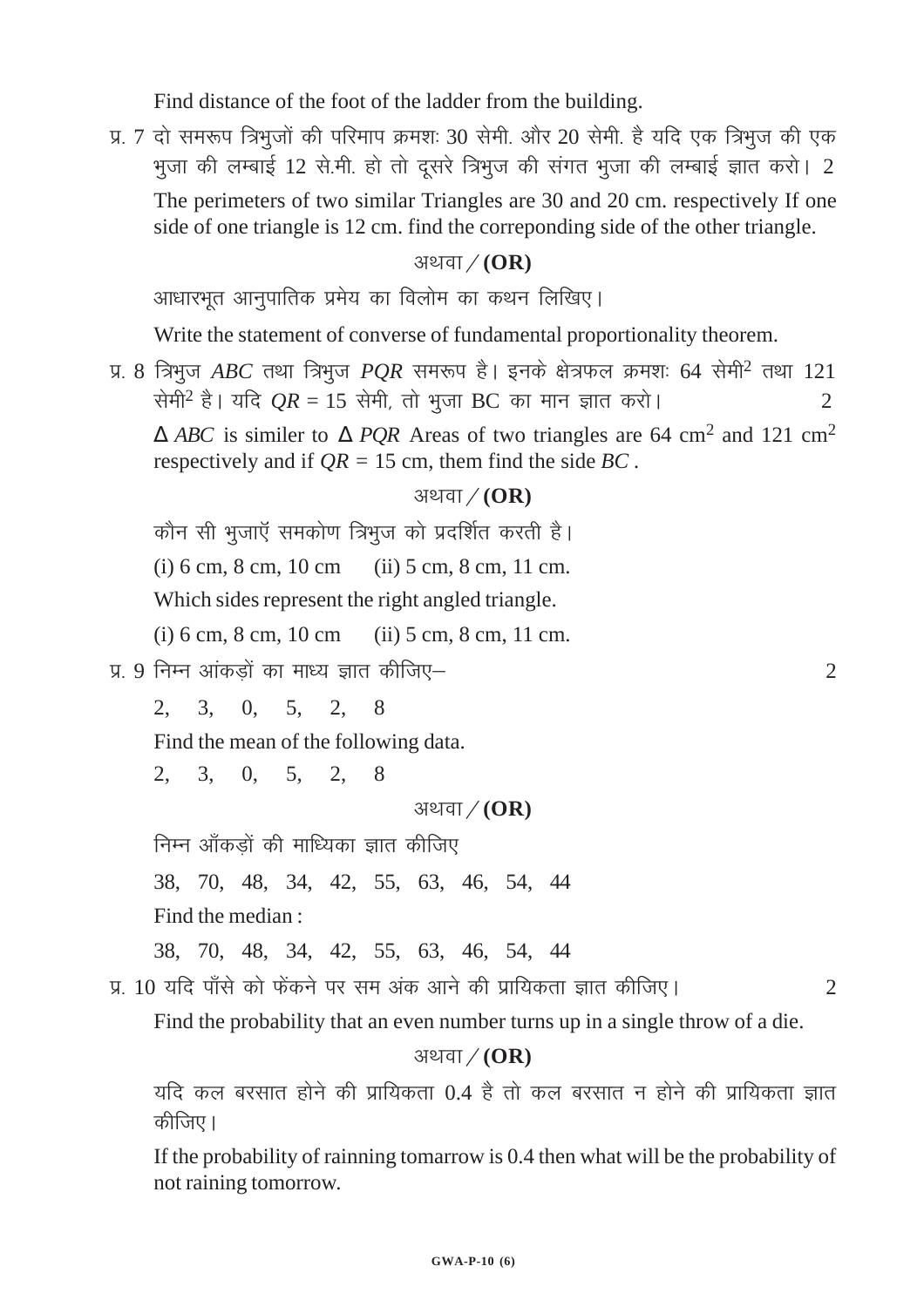Find distance of the foot of the ladder from the building.

प्र. 7 दो समरूप त्रिभुजों की परिमाप क्रमशः 30 सेमी. और 20 सेमी. है यदि एक त्रिभुज की एक भुजा की लम्बाई 12 से.मी. हो तो दूसरे त्रिभुज की संगत भुजा की लम्बाई ज्ञात करो। 2

The perimeters of two similar Triangles are 30 and 20 cm. respectively If one side of one triangle is 12 cm. find the correponding side of the other triangle.

अथवा / **(OR)**

आधारभूत आनुपातिक प्रमेय का विलोम का कथन लिखिए।

Write the statement of converse of fundamental proportionality theorem.

प्र. 8 त्रिभुज $ABC$ तथा त्रिभुज $PQR$ समरूप है। इनके क्षेत्रफल क्रमशः 64 सेमी$^2$ तथा 121 सेमी$^2$ है। यदि $QR = 15$ सेमी, तो भुजा BC का मान ज्ञात करो। 2

$\Delta ABC$ is similer to $\Delta PQR$ Areas of two triangles are 64 cm$^2$ and 121 cm$^2$ respectively and if $QR = 15$ cm, them find the side $BC$ .

अथवा / **(OR)**

कौन सी भुजाएँ समकोण त्रिभुज को प्रदर्शित करती है।

(i) 6 cm, 8 cm, 10 cm (ii) 5 cm, 8 cm, 11 cm.

Which sides represent the right angled triangle.

(i) 6 cm, 8 cm, 10 cm (ii) 5 cm, 8 cm, 11 cm.

प्र. 9 निम्न आंकड़ों का माध्य ज्ञात कीजिए– 2

2, 3, 0, 5, 2, 8

Find the mean of the following data.

2, 3, 0, 5, 2, 8

अथवा / **(OR)**

निम्न आँकड़ों की माध्यिका ज्ञात कीजिए

38, 70, 48, 34, 42, 55, 63, 46, 54, 44

Find the median :

38, 70, 48, 34, 42, 55, 63, 46, 54, 44

प्र. 10 यदि पाँसे को फेंकने पर सम अंक आने की प्रायिकता ज्ञात कीजिए। 2

Find the probability that an even number turns up in a single throw of a die.

अथवा / **(OR)**

यदि कल बरसात होने की प्रायिकता 0.4 है तो कल बरसात न होने की प्रायिकता ज्ञात कीजिए।

If the probability of rainning tomarrow is 0.4 then what will be the probability of not raining tomorrow.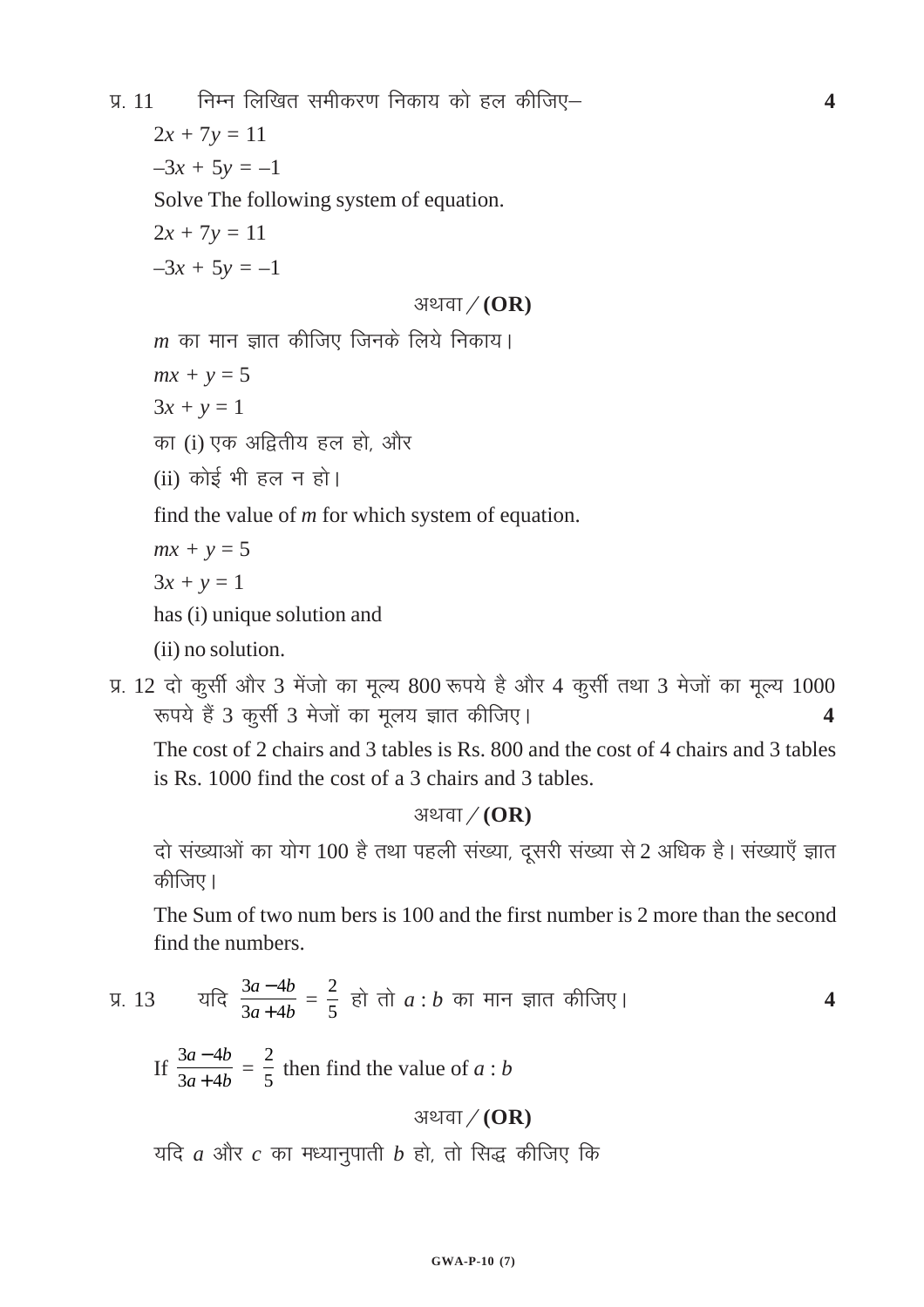प्र. 11 निम्न लिखित समीकरण निकाय को हल कीजिए– **4**

$2x + 7y = 11$

$-3x + 5y = -1$

Solve The following system of equation.

$2x + 7y = 11$

$-3x + 5y = -1$

अथवा / **(OR)**

$m$ का मान ज्ञात कीजिए जिनके लिये निकाय।

$mx + y = 5$

$3x + y = 1$

का (i) एक अद्वितीय हल हो, और

(ii) कोई भी हल न हो।

find the value of $m$ for which system of equation.

$mx + y = 5$

$3x + y = 1$

has (i) unique solution and

(ii) no solution.

प्र. 12 दो कुर्सी और 3 मेंजो का मूल्य 800 रूपये है और 4 कुर्सी तथा 3 मेजों का मूल्य 1000 रूपये हैं 3 कुर्सी 3 मेजों का मूलय ज्ञात कीजिए। **4**

The cost of 2 chairs and 3 tables is Rs. 800 and the cost of 4 chairs and 3 tables is Rs. 1000 find the cost of a 3 chairs and 3 tables.

अथवा / **(OR)**

दो संख्याओं का योग 100 है तथा पहली संख्या, दूसरी संख्या से 2 अधिक है। संख्याएँ ज्ञात कीजिए।

The Sum of two num bers is 100 and the first number is 2 more than the second find the numbers.

प्र. 13 यदि $\frac{3a-4b}{3a+4b} = \frac{2}{5}$ हो तो $a : b$ का मान ज्ञात कीजिए। **4**

If $\frac{3a-4b}{3a+4b} = \frac{2}{5}$ then find the value of $a : b$

अथवा / **(OR)**

यदि $a$ और $c$ का मध्यानुपाती $b$ हो, तो सिद्ध कीजिए कि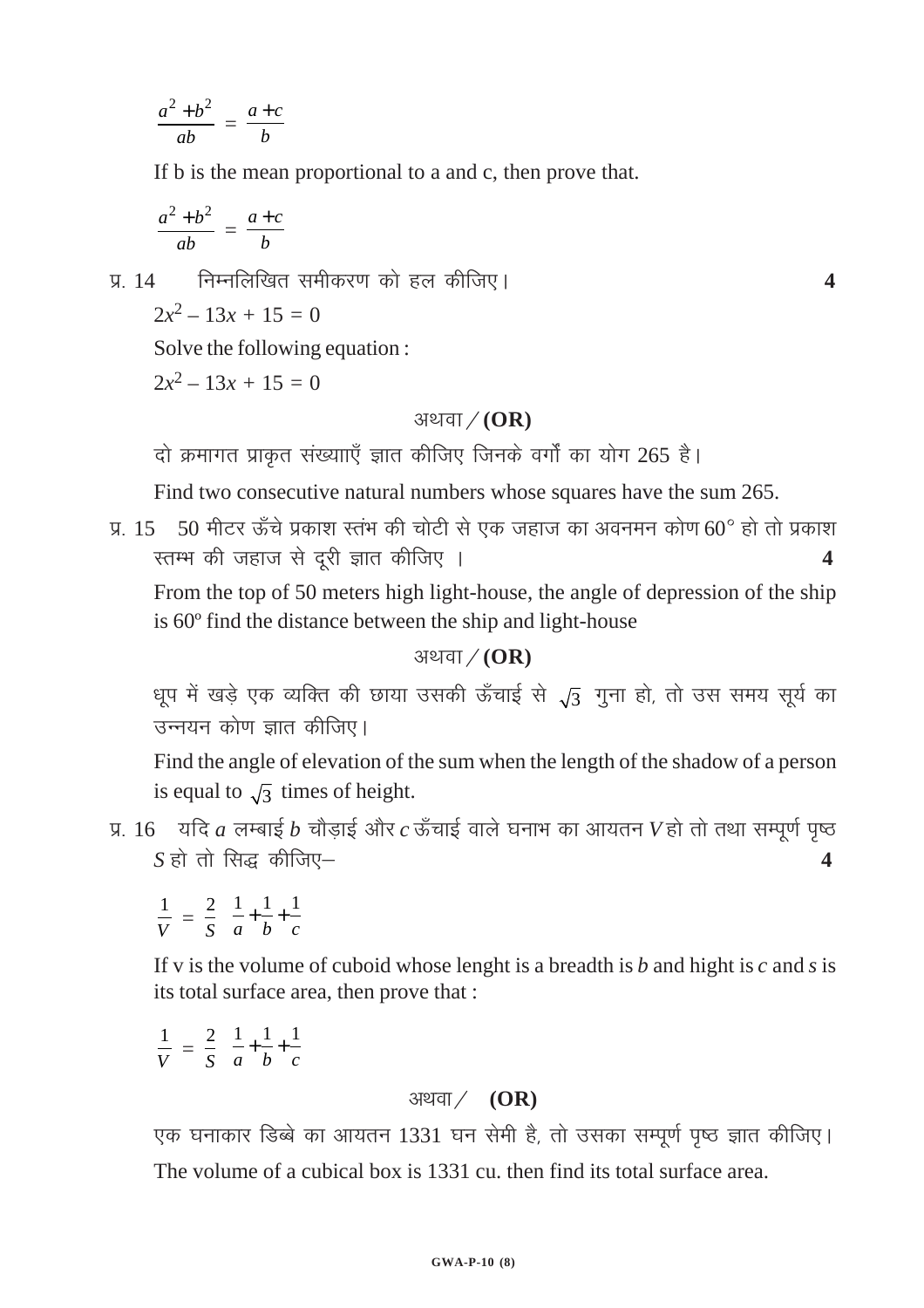$$\frac{a^2 + b^2}{ab} = \frac{a + c}{b}$$

If b is the mean proportional to a and c, then prove that.

$$\frac{a^2 + b^2}{ab} = \frac{a + c}{b}$$

प्र. 14 निम्नलिखित समीकरण को हल कीजिए। **4**

$2x^2 - 13x + 15 = 0$

Solve the following equation :

$2x^2 - 13x + 15 = 0$

अथवा / **(OR)**

दो क्रमागत प्राकृत संख्याएँ ज्ञात कीजिए जिनके वर्गों का योग 265 है।

Find two consecutive natural numbers whose squares have the sum 265.

प्र. 15 50 मीटर ऊँचे प्रकाश स्तंभ की चोटी से एक जहाज का अवनमन कोण $60°$ हो तो प्रकाश स्तम्भ की जहाज से दूरी ज्ञात कीजिए । **4**

From the top of 50 meters high light-house, the angle of depression of the ship is $60^o$ find the distance between the ship and light-house

अथवा / **(OR)**

धूप में खड़े एक व्यक्ति की छाया उसकी ऊँचाई से $\sqrt{3}$ गुना हो, तो उस समय सूर्य का उन्नयन कोण ज्ञात कीजिए।

Find the angle of elevation of the sum when the length of the shadow of a person is equal to $\sqrt{3}$ times of height.

प्र. 16 यदि $a$ लम्बाई $b$ चौड़ाई और $c$ ऊँचाई वाले घनाभ का आयतन $V$ हो तो तथा सम्पूर्ण पृष्ठ $S$ हो तो सिद्ध कीजिए– **4**

$$\frac{1}{V} = \frac{2}{S}\left(\frac{1}{a} + \frac{1}{b} + \frac{1}{c}\right)$$

If v is the volume of cuboid whose lenght is a breadth is $b$ and hight is $c$ and $s$ is its total surface area, then prove that :

$$\frac{1}{V} = \frac{2}{S}\left(\frac{1}{a} + \frac{1}{b} + \frac{1}{c}\right)$$

अथवा / **(OR)**

एक घनाकार डिब्बे का आयतन 1331 घन सेमी है, तो उसका सम्पूर्ण पृष्ठ ज्ञात कीजिए।

The volume of a cubical box is 1331 cu. then find its total surface area.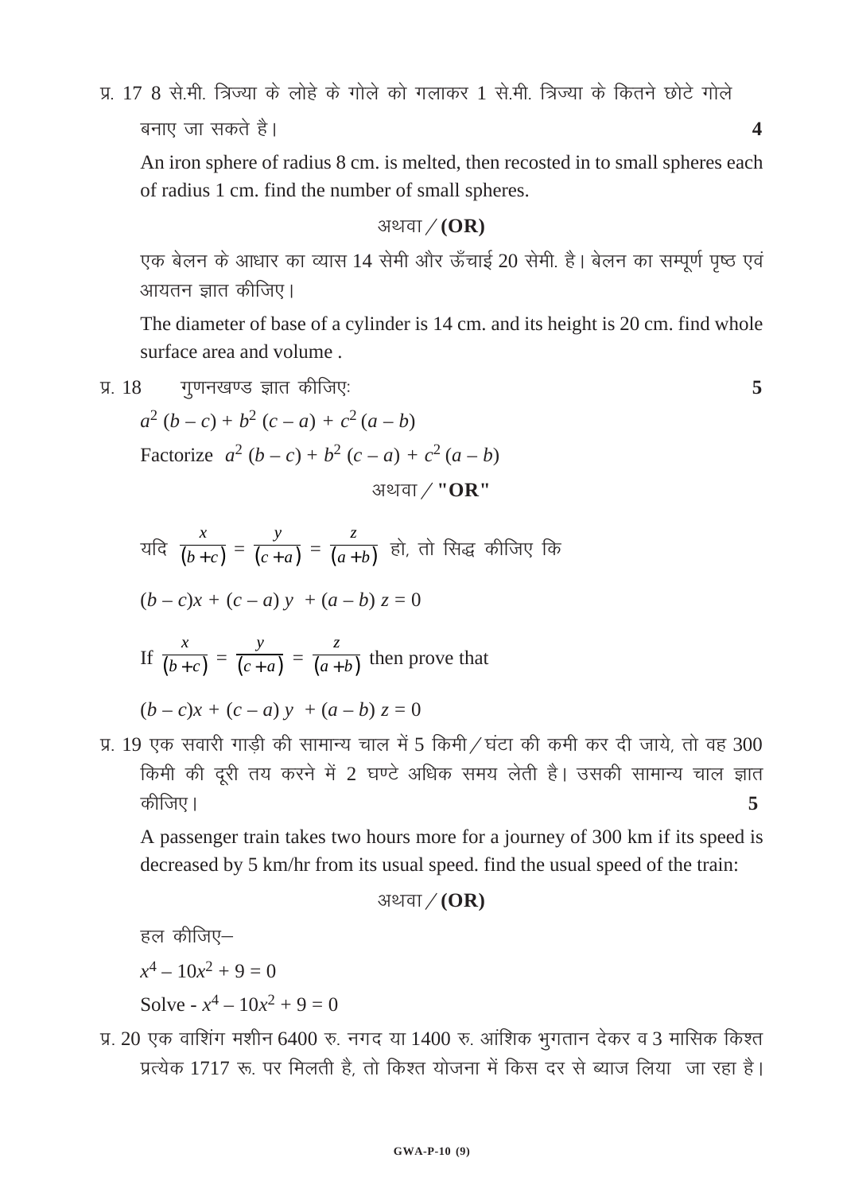प्र. 17 8 से.मी. त्रिज्या के लोहे के गोले को गलाकर 1 से.मी. त्रिज्या के कितने छोटे गोले बनाए जा सकते है। **4**

An iron sphere of radius 8 cm. is melted, then recosted in to small spheres each of radius 1 cm. find the number of small spheres.

अथवा / **(OR)**

एक बेलन के आधार का व्यास 14 सेमी और ऊँचाई 20 सेमी. है। बेलन का सम्पूर्ण पृष्ठ एवं आयतन ज्ञात कीजिए।

The diameter of base of a cylinder is 14 cm. and its height is 20 cm. find whole surface area and volume .

प्र. 18 गुणनखण्ड ज्ञात कीजिए: **5**

$a^2 (b - c) + b^2 (c - a) + c^2 (a - b)$

Factorize $a^2 (b - c) + b^2 (c - a) + c^2 (a - b)$

अथवा / **"OR"**

यदि $\frac{x}{(b+c)} = \frac{y}{(c+a)} = \frac{z}{(a+b)}$ हो, तो सिद्ध कीजिए कि

$(b - c)x + (c - a) y + (a - b) z = 0$

If $\frac{x}{(b+c)} = \frac{y}{(c+a)} = \frac{z}{(a+b)}$ then prove that

$(b - c)x + (c - a) y + (a - b) z = 0$

प्र. 19 एक सवारी गाड़ी की सामान्य चाल में 5 किमी / घंटा की कमी कर दी जाये, तो वह 300 किमी की दूरी तय करने में 2 घण्टे अधिक समय लेती है। उसकी सामान्य चाल ज्ञात कीजिए। **5**

A passenger train takes two hours more for a journey of 300 km if its speed is decreased by 5 km/hr from its usual speed. find the usual speed of the train:

अथवा / **(OR)**

हल कीजिए–

$x^4 - 10x^2 + 9 = 0$

Solve - $x^4 - 10x^2 + 9 = 0$

प्र. 20 एक वाशिंग मशीन 6400 रु. नगद या 1400 रु. आंशिक भुगतान देकर व 3 मासिक किश्त प्रत्येक 1717 रू. पर मिलती है, तो किश्त योजना में किस दर से ब्याज लिया जा रहा है।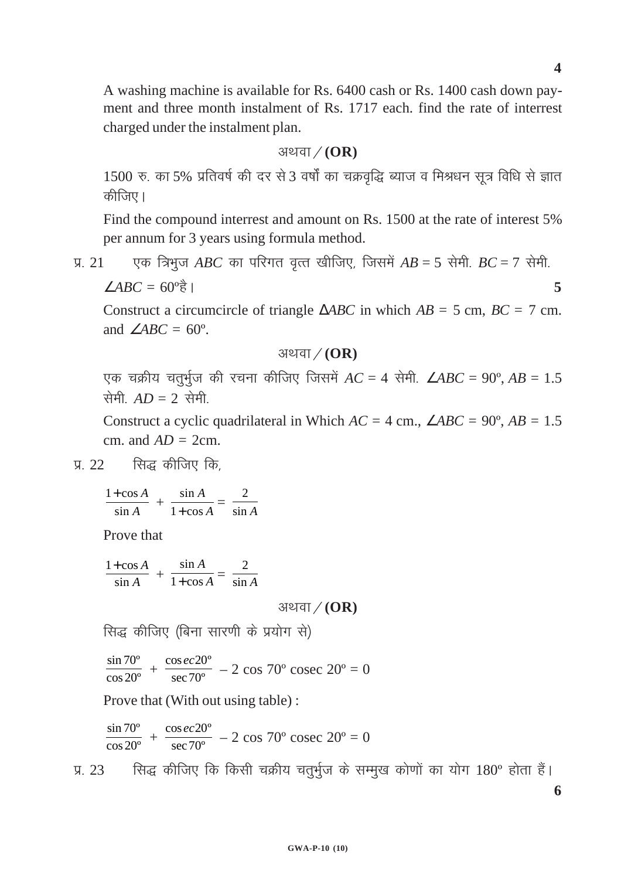A washing machine is available for Rs. 6400 cash or Rs. 1400 cash down payment and three month instalment of Rs. 1717 each. find the rate of interrest charged under the instalment plan.

अथवा / **(OR)**

1500 रु. का 5% प्रतिवर्ष की दर से 3 वर्षों का चक्रवृद्धि ब्याज व मिश्रधन सूत्र विधि से ज्ञात कीजिए।

Find the compound interrest and amount on Rs. 1500 at the rate of interest 5% per annum for 3 years using formula method.

प्र. 21 एक त्रिभुज $ABC$ का परिगत वृत्त खीजिए, जिसमें $AB = 5$ सेमी. $BC = 7$ सेमी. $\angle ABC = 60^\circ$ है। **5**

Construct a circumcircle of triangle $\Delta ABC$ in which $AB = 5$ cm, $BC = 7$ cm. and $\angle ABC = 60^\circ$.

अथवा / **(OR)**

एक चक्रीय चतुर्भुज की रचना कीजिए जिसमें $AC = 4$ सेमी. $\angle ABC = 90^\circ$, $AB = 1.5$ सेमी. $AD = 2$ सेमी.

Construct a cyclic quadrilateral in Which $AC = 4$ cm., $\angle ABC = 90^\circ$, $AB = 1.5$ cm. and $AD = 2$cm.

प्र. 22 सिद्ध कीजिए कि,

$$\frac{1+\cos A}{\sin A} + \frac{\sin A}{1+\cos A} = \frac{2}{\sin A}$$

Prove that

$$\frac{1+\cos A}{\sin A} + \frac{\sin A}{1+\cos A} = \frac{2}{\sin A}$$

अथवा / **(OR)**

सिद्ध कीजिए (बिना सारणी के प्रयोग से)

$$\frac{\sin 70^\circ}{\cos 20^\circ} + \frac{\operatorname{cosec} 20^\circ}{\sec 70^\circ} - 2\cos 70^\circ \operatorname{cosec} 20^\circ = 0$$

Prove that (With out using table) :

$$\frac{\sin 70^\circ}{\cos 20^\circ} + \frac{\operatorname{cosec} 20^\circ}{\sec 70^\circ} - 2\cos 70^\circ \operatorname{cosec} 20^\circ = 0$$

प्र. 23 सिद्ध कीजिए कि किसी चक्रीय चतुर्भुज के सम्मुख कोणों का योग $180^\circ$ होता हैं। **6**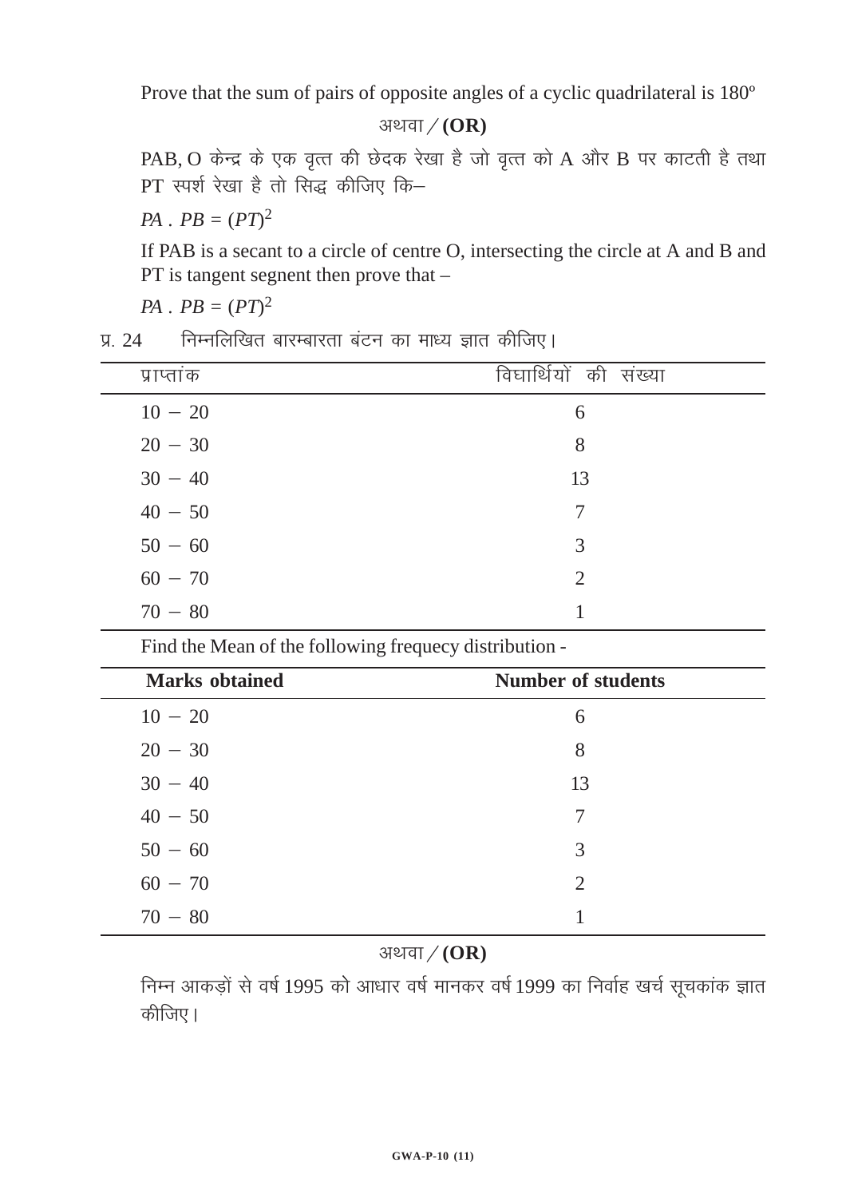Prove that the sum of pairs of opposite angles of a cyclic quadrilateral is 180º

अथवा / **(OR)**

PAB, O केन्द्र के एक वृत्त की छेदक रेखा है जो वृत्त को A और B पर काटती है तथा PT स्पर्श रेखा है तो सिद्ध कीजिए कि–

$PA \cdot PB = (PT)^2$

If PAB is a secant to a circle of centre O, intersecting the circle at A and B and PT is tangent segnent then prove that –

$PA \cdot PB = (PT)^2$

प्र. 24 निम्नलिखित बारम्बारता बंटन का माध्य ज्ञात कीजिए।

| प्राप्तांक | विघार्थियों की संख्या |
|---|---|
| 10 − 20 | 6 |
| 20 − 30 | 8 |
| 30 − 40 | 13 |
| 40 − 50 | 7 |
| 50 − 60 | 3 |
| 60 − 70 | 2 |
| 70 − 80 | 1 |

Find the Mean of the following frequecy distribution -

| **Marks obtained** | **Number of students** |
|---|---|
| 10 − 20 | 6 |
| 20 − 30 | 8 |
| 30 − 40 | 13 |
| 40 − 50 | 7 |
| 50 − 60 | 3 |
| 60 − 70 | 2 |
| 70 − 80 | 1 |

अथवा / **(OR)**

निम्न आकड़ों से वर्ष 1995 को आधार वर्ष मानकर वर्ष 1999 का निर्वाह खर्च सूचकांक ज्ञात कीजिए।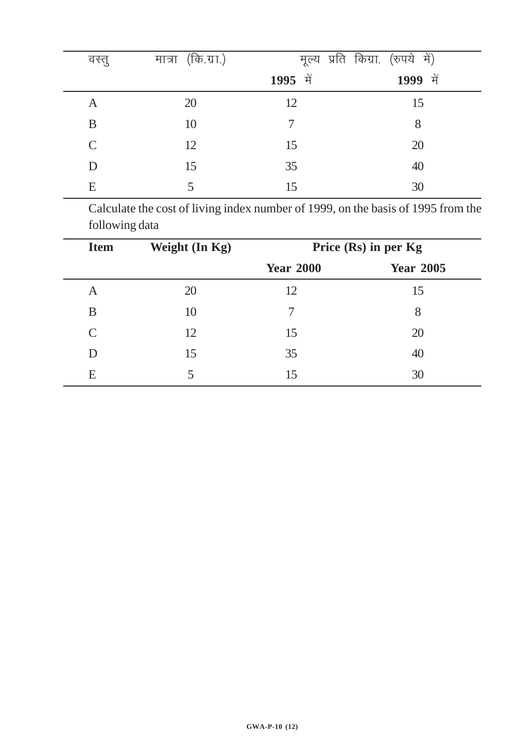| वस्तु | मात्रा (कि.ग्रा.) | मूल्य प्रति किग्रा. (रुपये में) | |
|---|---|---|---|
| | | **1995 में** | **1999 में** |
| A | 20 | 12 | 15 |
| B | 10 | 7 | 8 |
| C | 12 | 15 | 20 |
| D | 15 | 35 | 40 |
| E | 5 | 15 | 30 |

Calculate the cost of living index number of 1999, on the basis of 1995 from the following data

| **Item** | **Weight (In Kg)** | **Price (Rs) in per Kg** | |
|---|---|---|---|
| | | **Year 2000** | **Year 2005** |
| A | 20 | 12 | 15 |
| B | 10 | 7 | 8 |
| C | 12 | 15 | 20 |
| D | 15 | 35 | 40 |
| E | 5 | 15 | 30 |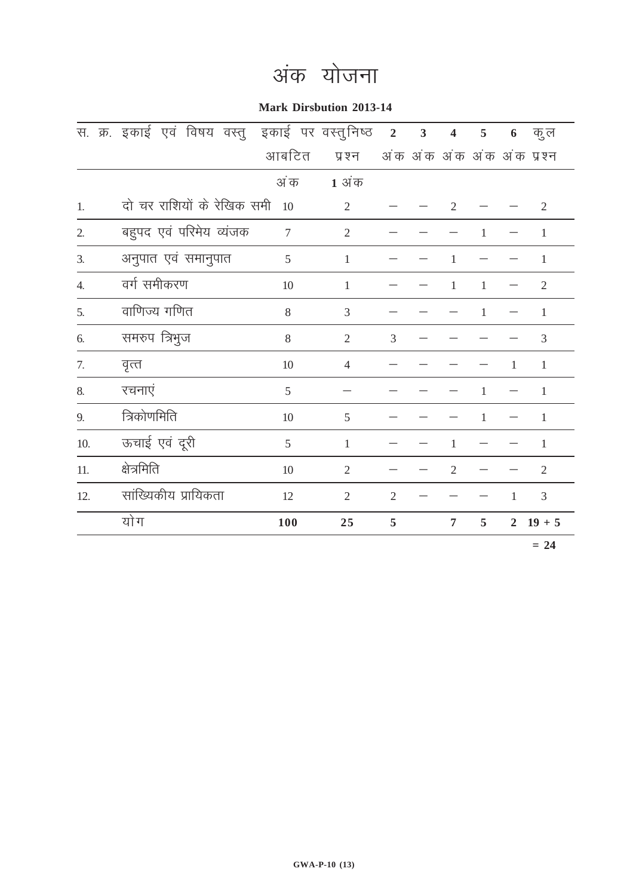# अंक योजना

**Mark Dirsbution 2013-14**

| स. क्र. | इकाई एवं विषय वस्तु | इकाई पर आबटित अंक | वस्तुनिष्ठ प्रश्न 1 अंक | 2 अंक | 3 अंक | 4 अंक | 5 अंक | 6 अंक | कुल प्रश्न |
|---|---|---|---|---|---|---|---|---|---|
| 1. | दो चर राशियों के रेखिक समी | 10 | 2 | – | – | 2 | – | – | 2 |
| 2. | बहुपद एवं परिमेय व्यंजक | 7 | 2 | – | – | – | 1 | – | 1 |
| 3. | अनुपात एवं समानुपात | 5 | 1 | – | – | 1 | – | – | 1 |
| 4. | वर्ग समीकरण | 10 | 1 | – | – | 1 | 1 | – | 2 |
| 5. | वाणिज्य गणित | 8 | 3 | – | – | – | 1 | – | 1 |
| 6. | समरुप त्रिभुज | 8 | 2 | 3 | – | – | – | – | 3 |
| 7. | वृत्त | 10 | 4 | – | – | – | – | 1 | 1 |
| 8. | रचनाएं | 5 | – | – | – | – | 1 | – | 1 |
| 9. | त्रिकोणमिति | 10 | 5 | – | – | – | 1 | – | 1 |
| 10. | ऊचाई एवं दूरी | 5 | 1 | – | – | 1 | – | – | 1 |
| 11. | क्षेत्रमिति | 10 | 2 | – | – | 2 | – | – | 2 |
| 12. | सांख्यिकीय प्रायिकता | 12 | 2 | 2 | – | – | – | 1 | 3 |
| | योग | **100** | **25** | **5** | | **7** | **5** | **2** | **19 + 5** |
| | | | | | | | | | **= 24** |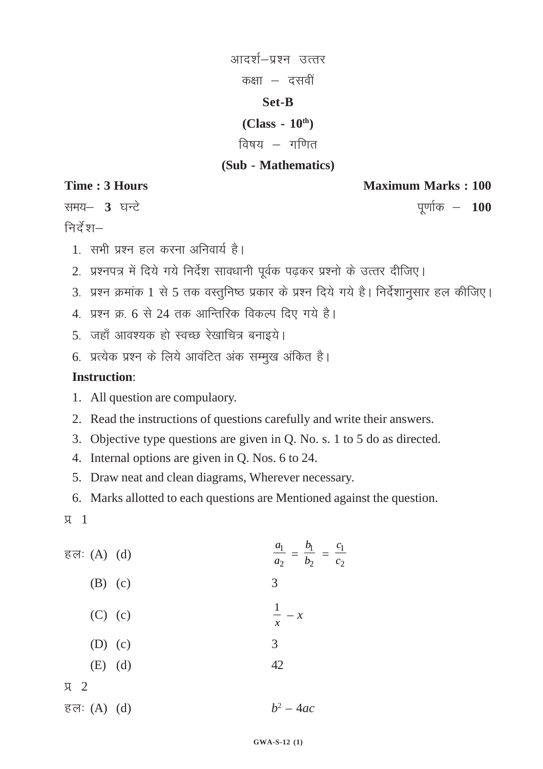आदर्श–प्रश्न उत्तर

कक्षा – दसवीं

**Set-B**

**(Class - 10th)**

विषय – गणित

**(Sub - Mathematics)**

**Time : 3 Hours** **Maximum Marks : 100**

समय– **3** घन्टे पूर्णांक – **100**

निर्देश–

1. सभी प्रश्न हल करना अनिवार्य है।
2. प्रश्नपत्र में दिये गये निर्देश सावधानी पूर्वक पढ़कर प्रश्नो के उत्तर दीजिए।
3. प्रश्न क्रमांक 1 से 5 तक वस्तुनिष्ठ प्रकार के प्रश्न दिये गये है। निर्देशानुसार हल कीजिए।
4. प्रश्न क्र. 6 से 24 तक आन्तिरिक विकल्प दिए गये है।
5. जहाँ आवश्यक हो स्वच्छ रेखाचित्र बनाइये।
6. प्रत्येक प्रश्न के लिये आवंटित अंक सम्मुख अंकित है।

**Instruction**:

1. All question are compulaory.
2. Read the instructions of questions carefully and write their answers.
3. Objective type questions are given in Q. No. s. 1 to 5 do as directed.
4. Internal options are given in Q. Nos. 6 to 24.
5. Draw neat and clean diagrams, Wherever necessary.
6. Marks allotted to each questions are Mentioned against the question.

प्र. 1

हलः (A) (d) $\frac{a_1}{a_2} = \frac{b_1}{b_2} = \frac{c_1}{c_2}$

(B) (c) 3

(C) (c) $\frac{1}{x} - x$

(D) (c) 3

(E) (d) 42

प्र. 2

हलः (A) (d) $b^2 - 4ac$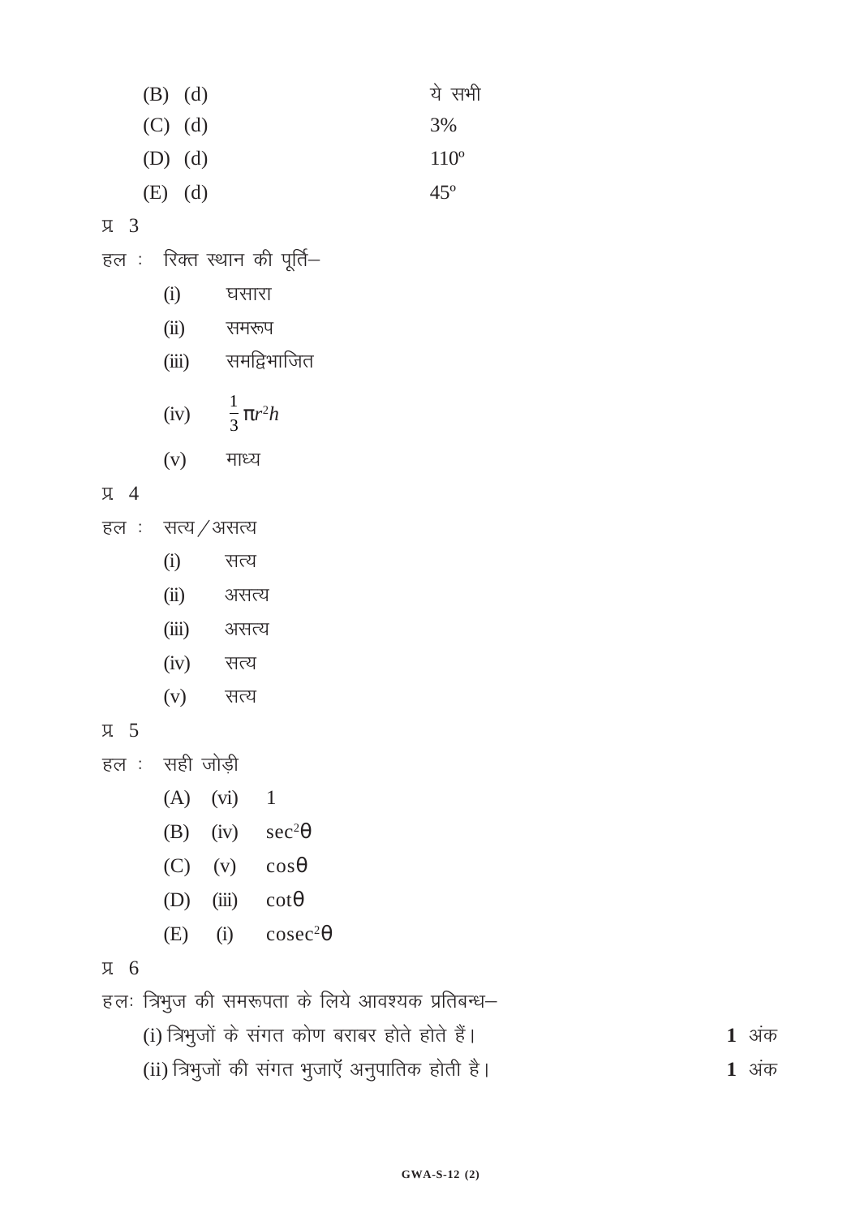(B) (d) ये सभी

(C) (d) 3%

(D) (d) $110^{\circ}$

(E) (d) $45^{\circ}$

प्र 3

हल : रिक्त स्थान की पूर्ति–

(i) घसारा

(ii) समरूप

(iii) समद्विभाजित

(iv) $\frac{1}{3}\pi r^2 h$

(v) माध्य

प्र 4

हल : सत्य/असत्य

(i) सत्य

(ii) असत्य

(iii) असत्य

(iv) सत्य

(v) सत्य

प्र 5

हल : सही जोड़ी

(A) (vi) 1

(B) (iv) $\sec^2\theta$

(C) (v) $\cos\theta$

(D) (iii) $\cot\theta$

(E) (i) $\operatorname{cosec}^2\theta$

प्र 6

हलः त्रिभुज की समरूपता के लिये आवश्यक प्रतिबन्ध–

(i) त्रिभुजों के संगत कोण बराबर होते होते हैं। **1** अंक

(ii) त्रिभुजों की संगत भुजाएँ अनुपातिक होती है। **1** अंक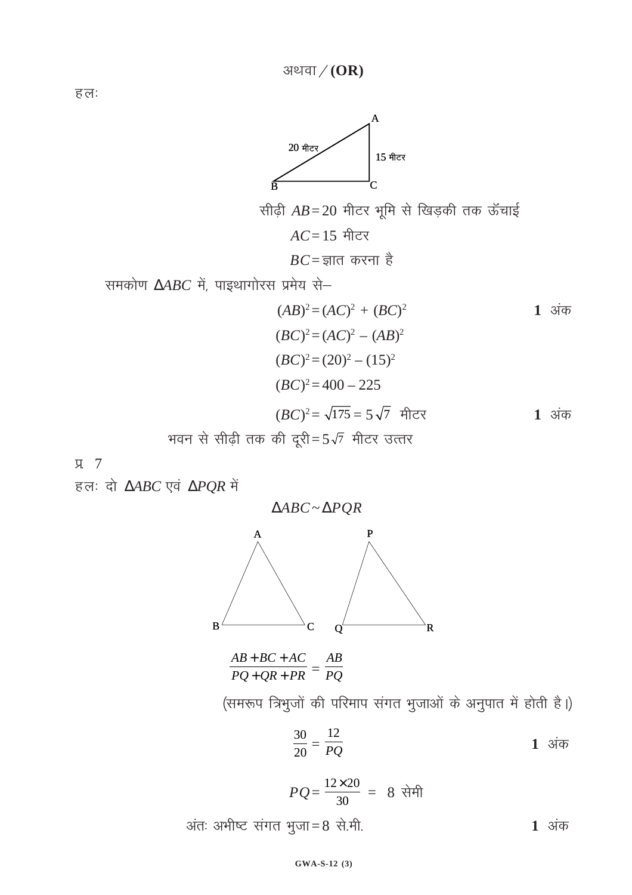अथवा / **(OR)**

हलः

सीढ़ी $AB = 20$ मीटर भूमि से खिड़की तक ऊँचाई

$AC = 15$ मीटर

$BC =$ ज्ञात करना है

समकोण $\Delta ABC$ में, पाइथागोरस प्रमेय से–

$$(AB)^2 = (AC)^2 + (BC)^2 \quad \textbf{1} \text{ अंक}$$

$$(BC)^2 = (AC)^2 - (AB)^2$$

$$(BC)^2 = (20)^2 - (15)^2$$

$$(BC)^2 = 400 - 225$$

$$(BC)^2 = \sqrt{175} = 5\sqrt{7} \text{ मीटर} \quad \textbf{1} \text{ अंक}$$

भवन से सीढ़ी तक की दूरी $= 5\sqrt{7}$ मीटर उत्तर

प्र 7

हलः दो $\Delta ABC$ एवं $\Delta PQR$ में

$$\Delta ABC \sim \Delta PQR$$

$$\frac{AB + BC + AC}{PQ + QR + PR} = \frac{AB}{PQ}$$

(समरूप त्रिभुजों की परिमाप संगत भुजाओं के अनुपात में होती है।)

$$\frac{30}{20} = \frac{12}{PQ} \quad \textbf{1} \text{ अंक}$$

$$PQ = \frac{12 \times 20}{30} = 8 \text{ सेमी}$$

अंतः अभीष्ट संगत भुजा $= 8$ से.मी. **1** अंक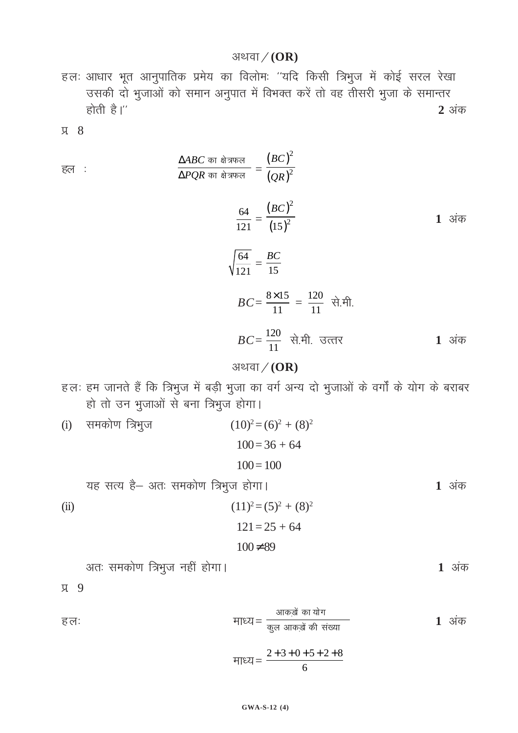अथवा / **(OR)**

हलः आधार भूत आनुपातिक प्रमेय का विलोमः ''यदि किसी त्रिभुज में कोई सरल रेखा उसकी दो भुजाओं को समान अनुपात में विभक्त करें तो वह तीसरी भुजा के समान्तर होती है।'' **2** अंक

प्र 8

हल :

$$\frac{\Delta ABC \text{ का क्षेत्रफल}}{\Delta PQR \text{ का क्षेत्रफल}} = \frac{(BC)^2}{(QR)^2}$$

$$\frac{64}{121} = \frac{(BC)^2}{(15)^2}$$ **1** अंक

$$\sqrt{\frac{64}{121}} = \frac{BC}{15}$$

$$BC = \frac{8 \times 15}{11} = \frac{120}{11} \text{ से.मी.}$$

$$BC = \frac{120}{11} \text{ से.मी. उत्तर}$$ **1** अंक

अथवा / **(OR)**

हलः हम जानते हैं कि त्रिभुज में बड़ी भुजा का वर्ग अन्य दो भुजाओं के वर्गों के योग के बराबर हो तो उन भुजाओं से बना त्रिभुज होगा।

(i) समकोण त्रिभुज

$$(10)^2 = (6)^2 + (8)^2$$
$$100 = 36 + 64$$
$$100 = 100$$

यह सत्य है– अतः समकोण त्रिभुज होगा। **1** अंक

(ii)

$$(11)^2 = (5)^2 + (8)^2$$
$$121 = 25 + 64$$
$$100 \neq 89$$

अतः समकोण त्रिभुज नहीं होगा। **1** अंक

प्र 9

हलः

$$\text{माध्य} = \frac{\text{आकड़ों का योग}}{\text{कुल आकड़ों की संख्या}}$$ **1** अंक

$$\text{माध्य} = \frac{2+3+0+5+2+8}{6}$$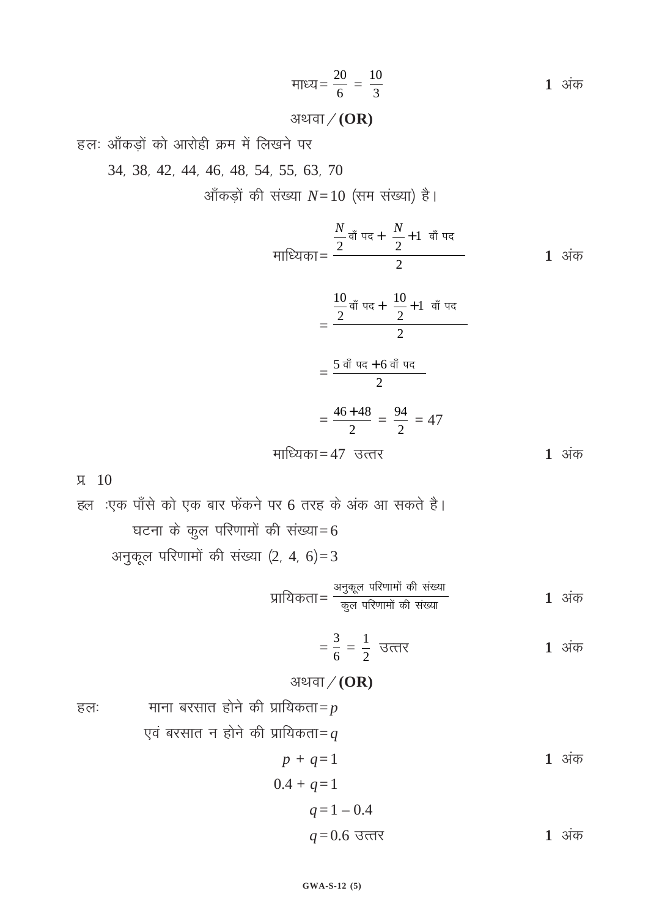$$\text{माध्य} = \frac{20}{6} = \frac{10}{3}$$ **1** अंक

अथवा / **(OR)**

हलः आँकड़ों को आरोही क्रम में लिखने पर

34, 38, 42, 44, 46, 48, 54, 55, 63, 70

आँकड़ों की संख्या $N = 10$ (सम संख्या) है।

$$\text{माध्यिका} = \frac{\frac{N}{2}\text{ वाँ पद} + \left(\frac{N}{2}+1\right)\text{ वाँ पद}}{2}$$ **1** अंक

$$= \frac{\frac{10}{2}\text{ वाँ पद} + \left(\frac{10}{2}+1\right)\text{ वाँ पद}}{2}$$

$$= \frac{5\text{ वाँ पद} + 6\text{ वाँ पद}}{2}$$

$$= \frac{46+48}{2} = \frac{94}{2} = 47$$

माध्यिका = 47 उत्तर **1** अंक

प्र 10

हल :एक पाँसे को एक बार फेंकने पर 6 तरह के अंक आ सकते है।

घटना के कुल परिणामों की संख्या = 6

अनुकूल परिणामों की संख्या (2, 4, 6) = 3

$$\text{प्रायिकता} = \frac{\text{अनुकूल परिणामों की संख्या}}{\text{कुल परिणामों की संख्या}}$$ **1** अंक

$$= \frac{3}{6} = \frac{1}{2} \text{ उत्तर}$$ **1** अंक

अथवा / **(OR)**

हलः माना बरसात होने की प्रायिकता = $p$

एवं बरसात न होने की प्रायिकता = $q$

$$p + q = 1$$ **1** अंक

$$0.4 + q = 1$$

$$q = 1 - 0.4$$

$$q = 0.6 \text{ उत्तर}$$ **1** अंक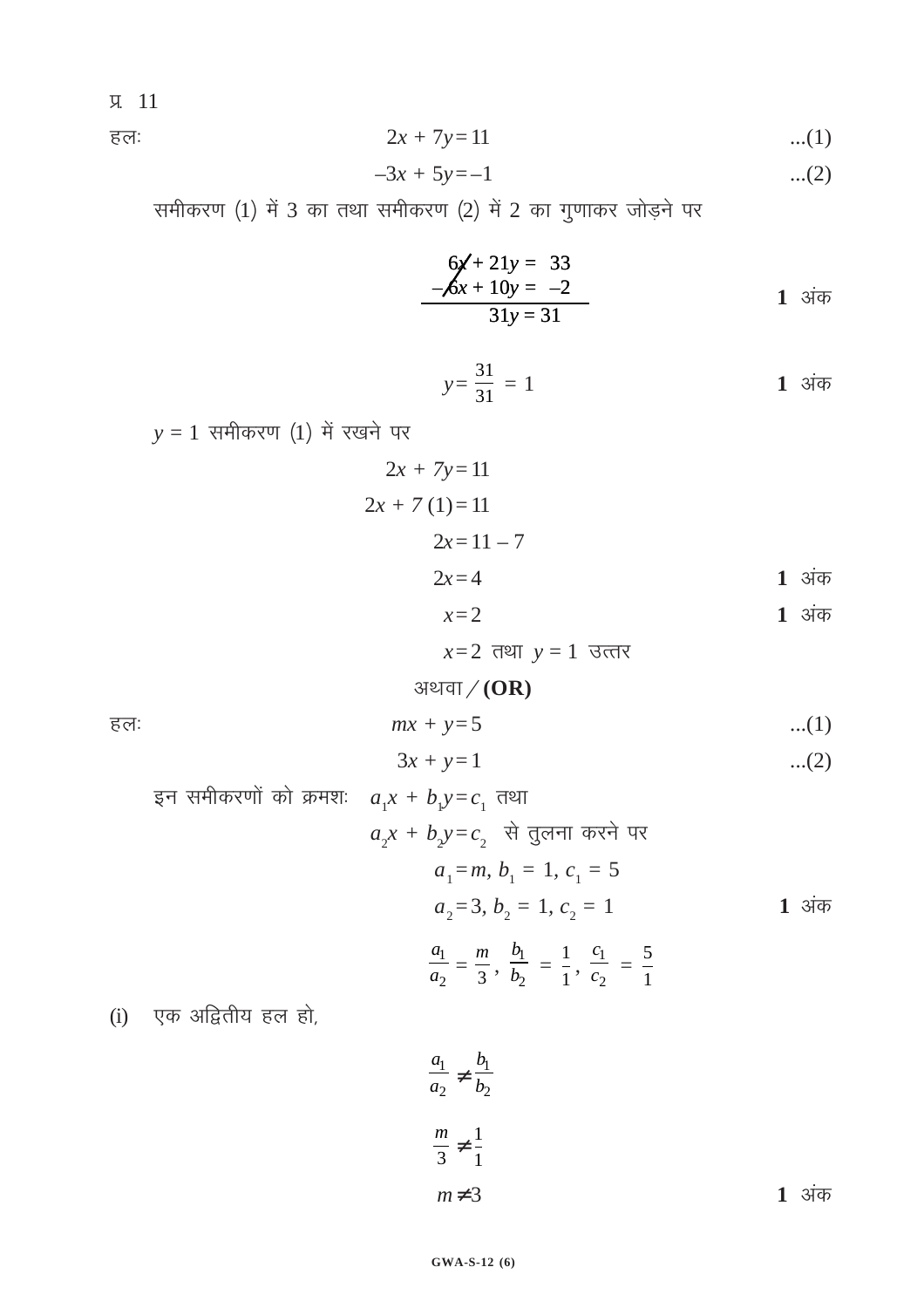प्र. 11

हलः

$$2x + 7y = 11 \quad ...(1)$$

$$-3x + 5y = -1 \quad ...(2)$$

समीकरण (1) में 3 का तथा समीकरण (2) में 2 का गुणाकर जोड़ने पर

$$\begin{array}{r} 6x + 21y = 33 \\ -6x + 10y = -2 \\ \hline 31y = 31 \end{array}$$

**1** अंक

$$y = \frac{31}{31} = 1$$

**1** अंक

$y = 1$ समीकरण (1) में रखने पर

$$2x + 7y = 11$$

$$2x + 7(1) = 11$$

$$2x = 11 - 7$$

$$2x = 4$$

**1** अंक

$$x = 2$$

**1** अंक

$x = 2$ तथा $y = 1$ उत्तर

अथवा / **(OR)**

हलः

$$mx + y = 5 \quad ...(1)$$

$$3x + y = 1 \quad ...(2)$$

इन समीकरणों को क्रमशः $a_1x + b_1y = c_1$ तथा $a_2x + b_2y = c_2$ से तुलना करने पर

$$a_1 = m, b_1 = 1, c_1 = 5$$

$$a_2 = 3, b_2 = 1, c_2 = 1$$

**1** अंक

$$\frac{a_1}{a_2} = \frac{m}{3}, \frac{b_1}{b_2} = \frac{1}{1}, \frac{c_1}{c_2} = \frac{5}{1}$$

(i) एक अद्वितीय हल हो,

$$\frac{a_1}{a_2} \neq \frac{b_1}{b_2}$$

$$\frac{m}{3} \neq \frac{1}{1}$$

$$m \neq 3$$

**1** अंक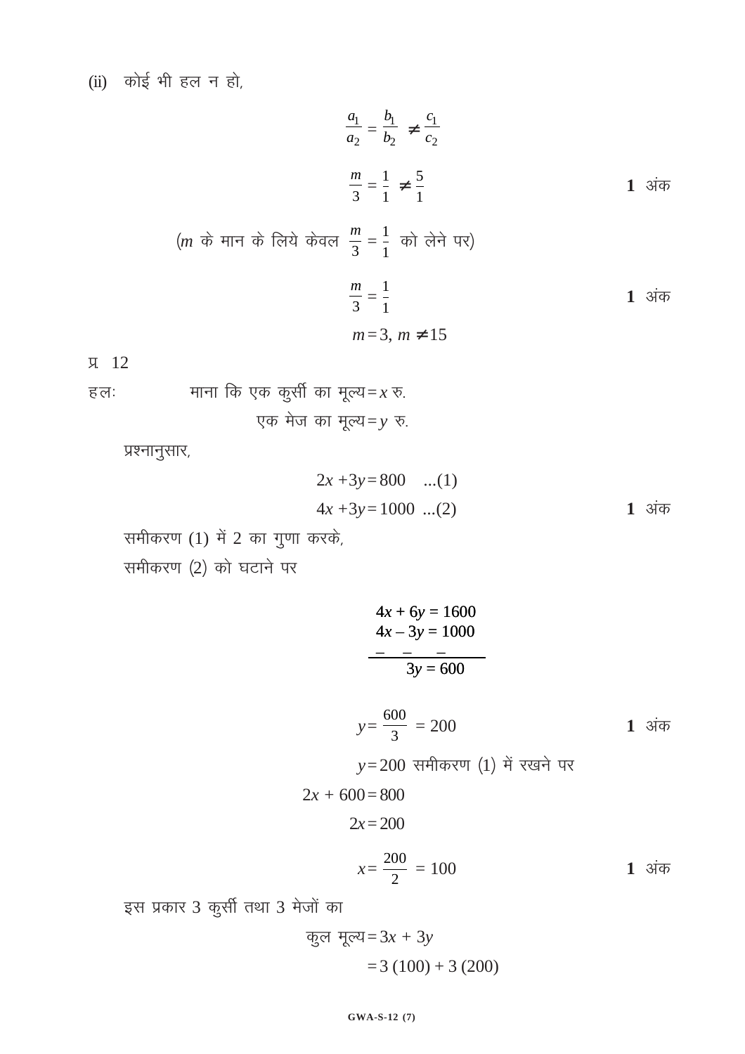(ii) कोई भी हल न हो,

$$\frac{a_1}{a_2} = \frac{b_1}{b_2} \neq \frac{c_1}{c_2}$$

$$\frac{m}{3} = \frac{1}{1} \neq \frac{5}{1}$$ **1** अंक

($m$ के मान के लिये केवल $\frac{m}{3} = \frac{1}{1}$ को लेने पर)

$$\frac{m}{3} = \frac{1}{1}$$ **1** अंक

$$m = 3, \; m \neq 15$$

प्र 12

हलः माना कि एक कुर्सी का मूल्य $= x$ रु.

एक मेज का मूल्य $= y$ रु.

प्रश्नानुसार,

$$2x + 3y = 800 \quad ...(1)$$

$$4x + 3y = 1000 \quad ...(2)$$ **1** अंक

समीकरण (1) में 2 का गुणा करके,

समीकरण (2) को घटाने पर

$$\begin{array}{r} 4x + 6y = 1600 \\ 4x - 3y = 1000 \\ - \quad - \quad - \\ \hline 3y = 600 \end{array}$$

$$y = \frac{600}{3} = 200$$ **1** अंक

$y = 200$ समीकरण (1) में रखने पर

$$2x + 600 = 800$$

$$2x = 200$$

$$x = \frac{200}{2} = 100$$ **1** अंक

इस प्रकार 3 कुर्सी तथा 3 मेजों का

कुल मूल्य $= 3x + 3y$

$= 3\,(100) + 3\,(200)$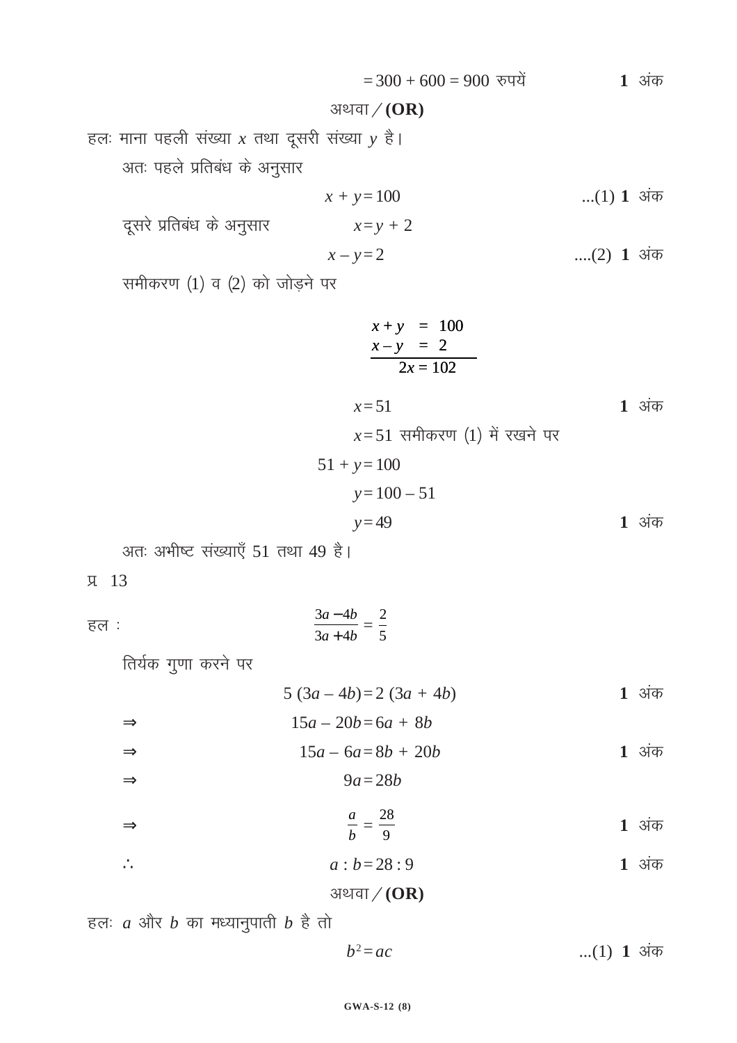$= 300 + 600 = 900$ रुपयें **1** अंक

अथवा / **(OR)**

हलः माना पहली संख्या $x$ तथा दूसरी संख्या $y$ है।

अतः पहले प्रतिबंध के अनुसार

$$x + y = 100 \quad \quad ...(1) \quad \textbf{1} \text{ अंक}$$

दूसरे प्रतिबंध के अनुसार $\quad x = y + 2$

$$x - y = 2 \quad \quad ....(2) \quad \textbf{1} \text{ अंक}$$

समीकरण (1) व (2) को जोड़ने पर

$$\begin{array}{r} x + y = 100 \\ x - y = 2 \\ \hline 2x = 102 \end{array}$$

$$x = 51 \quad \quad \textbf{1} \text{ अंक}$$

$x = 51$ समीकरण (1) में रखने पर

$$51 + y = 100$$

$$y = 100 - 51$$

$$y = 49 \quad \quad \textbf{1} \text{ अंक}$$

अतः अभीष्ट संख्याएँ 51 तथा 49 है।

प्र. 13

हल :
$$\frac{3a - 4b}{3a + 4b} = \frac{2}{5}$$

तिर्यक गुणा करने पर

$$5(3a - 4b) = 2(3a + 4b) \quad \quad \textbf{1} \text{ अंक}$$

$$\Rightarrow \quad 15a - 20b = 6a + 8b$$

$$\Rightarrow \quad 15a - 6a = 8b + 20b \quad \quad \textbf{1} \text{ अंक}$$

$$\Rightarrow \quad 9a = 28b$$

$$\Rightarrow \quad \frac{a}{b} = \frac{28}{9} \quad \quad \textbf{1} \text{ अंक}$$

$$\therefore \quad a : b = 28 : 9 \quad \quad \textbf{1} \text{ अंक}$$

अथवा / **(OR)**

हलः $a$ और $b$ का मध्यानुपाती $b$ है तो

$$b^2 = ac \quad \quad ...(1) \quad \textbf{1} \text{ अंक}$$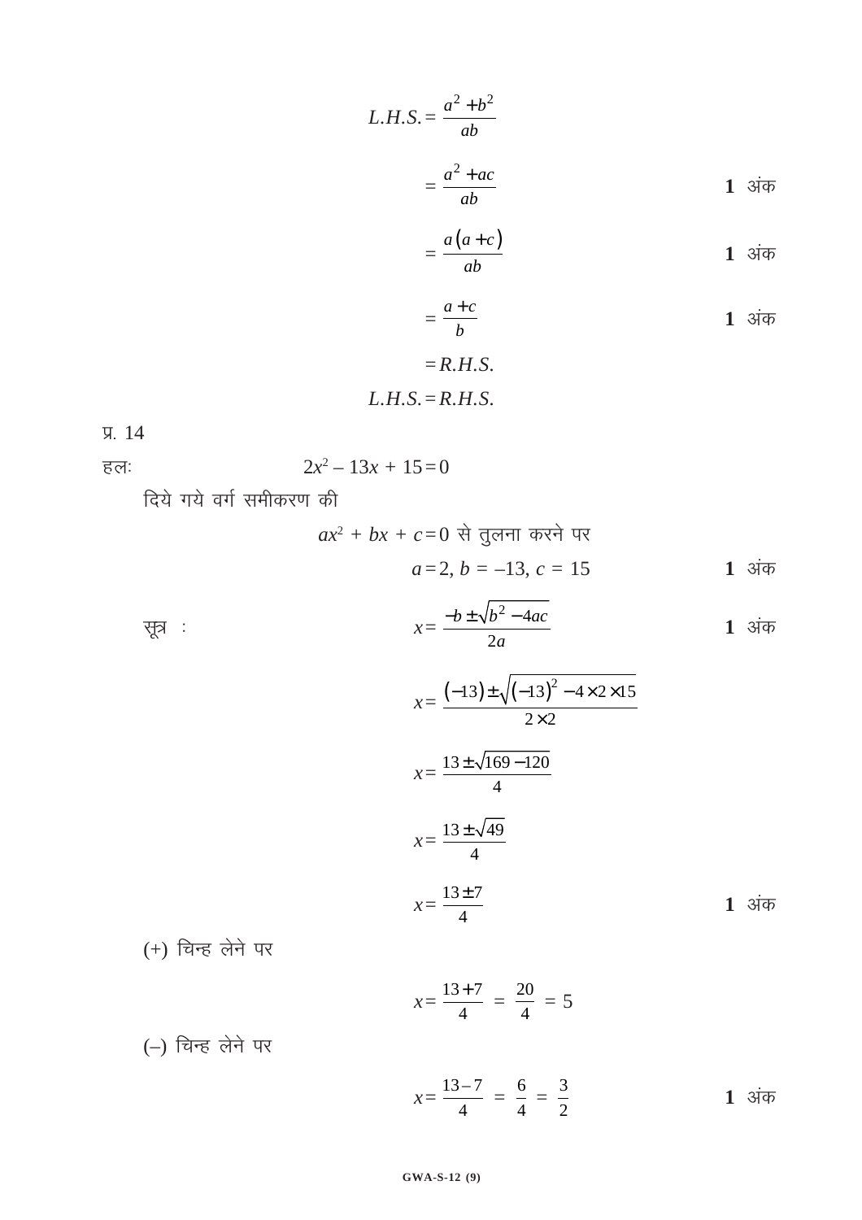$$L.H.S. = \frac{a^2 + b^2}{ab}$$

$$= \frac{a^2 + ac}{ab}$$ **1** अंक

$$= \frac{a(a+c)}{ab}$$ **1** अंक

$$= \frac{a+c}{b}$$ **1** अंक

$$= R.H.S.$$

$$L.H.S. = R.H.S.$$

प्र. 14

हलः $2x^2 - 13x + 15 = 0$

दिये गये वर्ग समीकरण की

$ax^2 + bx + c = 0$ से तुलना करने पर

$$a = 2,\ b = -13,\ c = 15$$ **1** अंक

सूत्र :

$$x = \frac{-b \pm \sqrt{b^2 - 4ac}}{2a}$$ **1** अंक

$$x = \frac{(-13) \pm \sqrt{(-13)^2 - 4 \times 2 \times 15}}{2 \times 2}$$

$$x = \frac{13 \pm \sqrt{169 - 120}}{4}$$

$$x = \frac{13 \pm \sqrt{49}}{4}$$

$$x = \frac{13 \pm 7}{4}$$ **1** अंक

(+) चिन्ह लेने पर

$$x = \frac{13+7}{4} = \frac{20}{4} = 5$$

(–) चिन्ह लेने पर

$$x = \frac{13-7}{4} = \frac{6}{4} = \frac{3}{2}$$ **1** अंक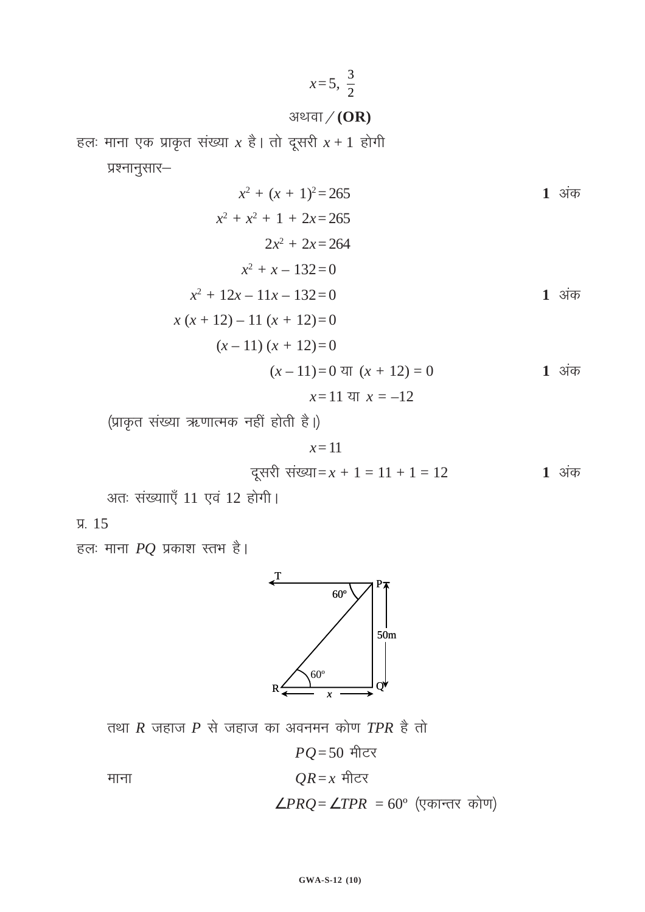$$x = 5, \frac{3}{2}$$

अथवा / **(OR)**

हलः माना एक प्राकृत संख्या $x$ है। तो दूसरी $x + 1$ होगी

प्रश्नानुसार–

$$x^2 + (x + 1)^2 = 265 \qquad \textbf{1 अंक}$$

$$x^2 + x^2 + 1 + 2x = 265$$

$$2x^2 + 2x = 264$$

$$x^2 + x - 132 = 0$$

$$x^2 + 12x - 11x - 132 = 0 \qquad \textbf{1 अंक}$$

$$x(x + 12) - 11(x + 12) = 0$$

$$(x - 11)(x + 12) = 0$$

$$(x - 11) = 0 \text{ या } (x + 12) = 0 \qquad \textbf{1 अंक}$$

$$x = 11 \text{ या } x = -12$$

(प्राकृत संख्या ऋणात्मक नहीं होती है।)

$$x = 11$$

$$\text{दूसरी संख्या} = x + 1 = 11 + 1 = 12 \qquad \textbf{1 अंक}$$

अतः संख्याएँ 11 एवं 12 होगी।

प्र. 15

हलः माना $PQ$ प्रकाश स्तभ है।

तथा $R$ जहाज $P$ से जहाज का अवनमन कोण $TPR$ है तो

$$PQ = 50 \text{ मीटर}$$

माना $$QR = x \text{ मीटर}$$

$$\angle PRQ = \angle TPR = 60^\circ \text{ (एकान्तर कोण)}$$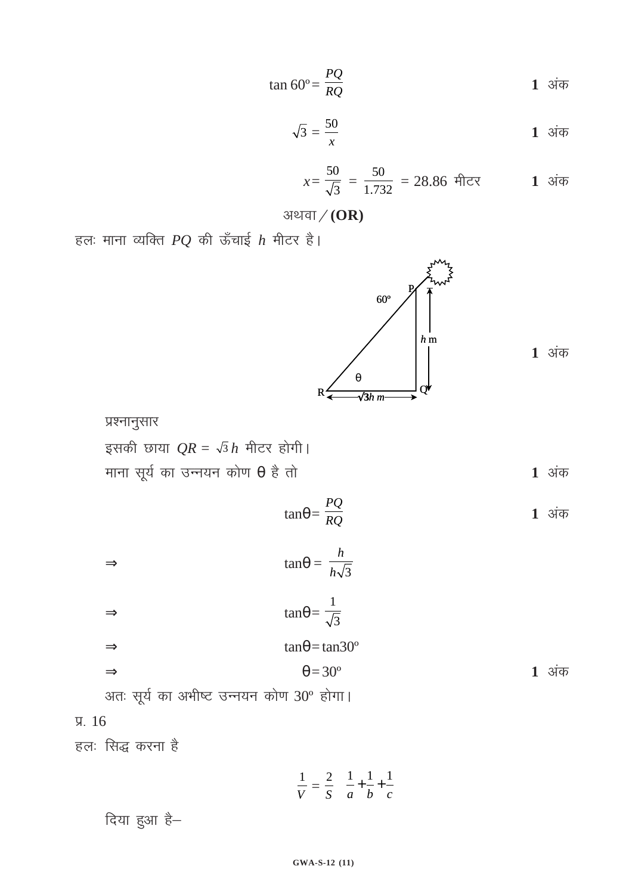$$\tan 60^\circ = \frac{PQ}{RQ}$$ **1** अंक

$$\sqrt{3} = \frac{50}{x}$$ **1** अंक

$$x = \frac{50}{\sqrt{3}} = \frac{50}{1.732} = 28.86 \text{ मीटर}$$ **1** अंक

अथवा / **(OR)**

हलः माना व्यक्ति $PQ$ की ऊँचाई $h$ मीटर है।

**1** अंक

प्रश्नानुसार

इसकी छाया $QR = \sqrt{3}h$ मीटर होगी।

माना सूर्य का उन्नयन कोण $\theta$ है तो **1** अंक

$$\tan\theta = \frac{PQ}{RQ}$$ **1** अंक

$$\Rightarrow \quad \tan\theta = \frac{h}{h\sqrt{3}}$$

$$\Rightarrow \quad \tan\theta = \frac{1}{\sqrt{3}}$$

$$\Rightarrow \quad \tan\theta = \tan 30^\circ$$

$$\Rightarrow \quad \theta = 30^\circ$$ **1** अंक

अतः सूर्य का अभीष्ट उन्नयन कोण $30^\circ$ होगा।

प्र. 16

हलः सिद्ध करना है

$$\frac{1}{V} = \frac{2}{S}\left(\frac{1}{a} + \frac{1}{b} + \frac{1}{c}\right)$$

दिया हुआ है–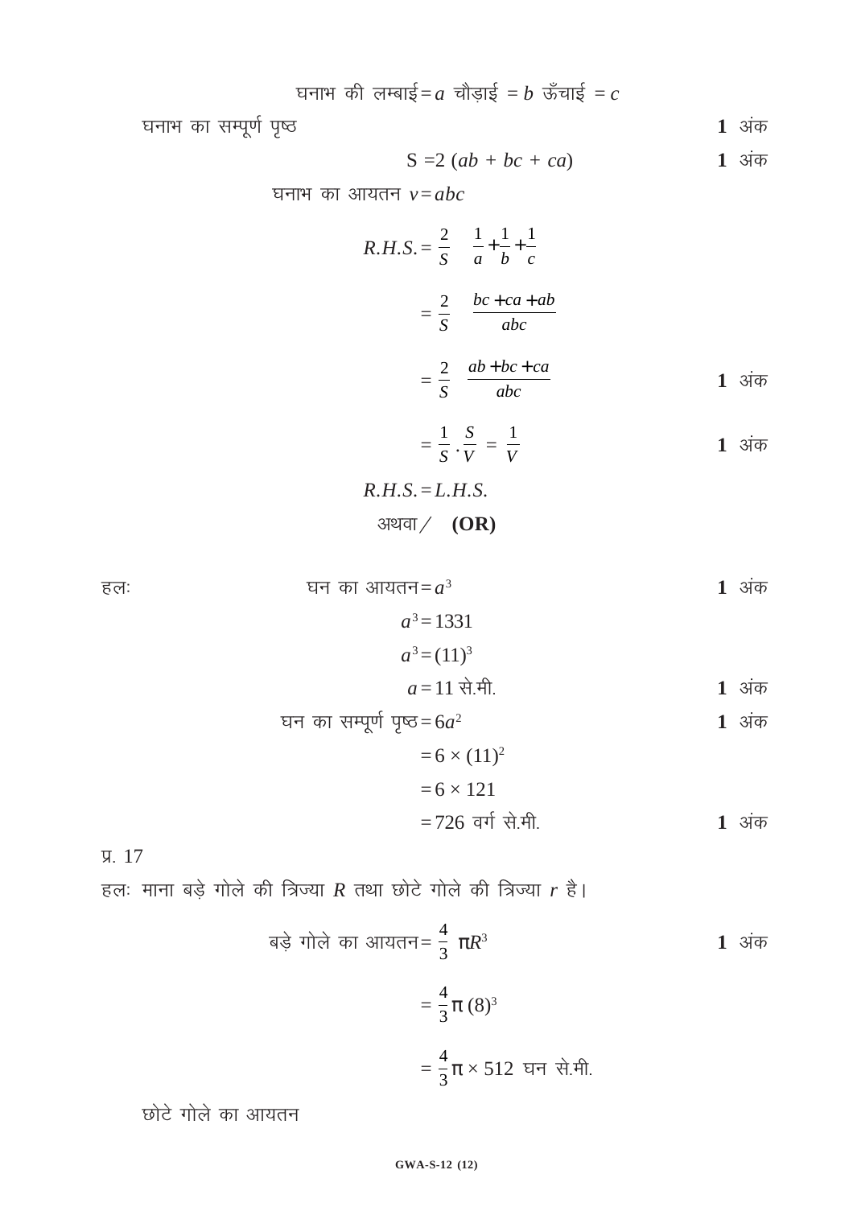घनाभ की लम्बाई $= a$ चौड़ाई $= b$ ऊँचाई $= c$

घनाभ का सम्पूर्ण पृष्ठ **1** अंक

$$S = 2\,(ab + bc + ca)$$ **1** अंक

घनाभ का आयतन $v = abc$

$$R.H.S. = \frac{2}{S}\left(\frac{1}{a} + \frac{1}{b} + \frac{1}{c}\right)$$

$$= \frac{2}{S}\left(\frac{bc + ca + ab}{abc}\right)$$

$$= \frac{2}{S}\left(\frac{ab + bc + ca}{abc}\right)$$ **1** अंक

$$= \frac{1}{S} \cdot \frac{S}{V} = \frac{1}{V}$$ **1** अंक

$$R.H.S. = L.H.S.$$

अथवा / **(OR)**

हलः घन का आयतन $= a^3$ **1** अंक

$$a^3 = 1331$$

$$a^3 = (11)^3$$

$$a = 11 \text{ से.मी.}$$ **1** अंक

घन का सम्पूर्ण पृष्ठ $= 6a^2$ **1** अंक

$$= 6 \times (11)^2$$

$$= 6 \times 121$$

$$= 726 \text{ वर्ग से.मी.}$$ **1** अंक

प्र. 17

हलः माना बड़े गोले की त्रिज्या $R$ तथा छोटे गोले की त्रिज्या $r$ है।

बड़े गोले का आयतन $= \frac{4}{3}\pi R^3$ **1** अंक

$$= \frac{4}{3}\pi (8)^3$$

$$= \frac{4}{3}\pi \times 512 \text{ घन से.मी.}$$

छोटे गोले का आयतन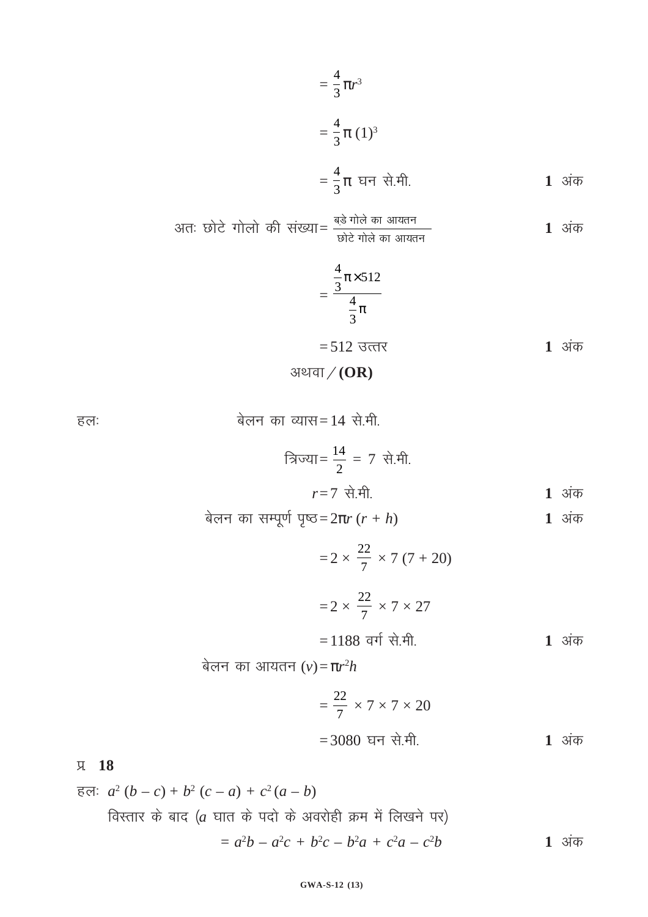$$= \frac{4}{3}\pi r^3$$

$$= \frac{4}{3}\pi (1)^3$$

$$= \frac{4}{3}\pi \text{ घन से.मी.}$$ **1** अंक

अतः छोटे गोलो की संख्या $= \dfrac{\text{बड़े गोले का आयतन}}{\text{छोटे गोले का आयतन}}$ **1** अंक

$$= \frac{\frac{4}{3}\pi \times 512}{\frac{4}{3}\pi}$$

$= 512$ उत्तर **1** अंक

अथवा / **(OR)**

हलः बेलन का व्यास $= 14$ से.मी.

त्रिज्या $= \dfrac{14}{2} = 7$ से.मी.

$r = 7$ से.मी. **1** अंक

बेलन का सम्पूर्ण पृष्ठ $= 2\pi r\,(r + h)$ **1** अंक

$$= 2 \times \frac{22}{7} \times 7\,(7 + 20)$$

$$= 2 \times \frac{22}{7} \times 7 \times 27$$

$= 1188$ वर्ग से.मी. **1** अंक

बेलन का आयतन $(v) = \pi r^2 h$

$$= \frac{22}{7} \times 7 \times 7 \times 20$$

$= 3080$ घन से.मी. **1** अंक

प्र. **18**

हलः $a^2 (b - c) + b^2 (c - a) + c^2 (a - b)$

विस्तार के बाद ($a$ घात के पदो के अवरोही क्रम में लिखने पर)

$= a^2b - a^2c + b^2c - b^2a + c^2a - c^2b$ **1** अंक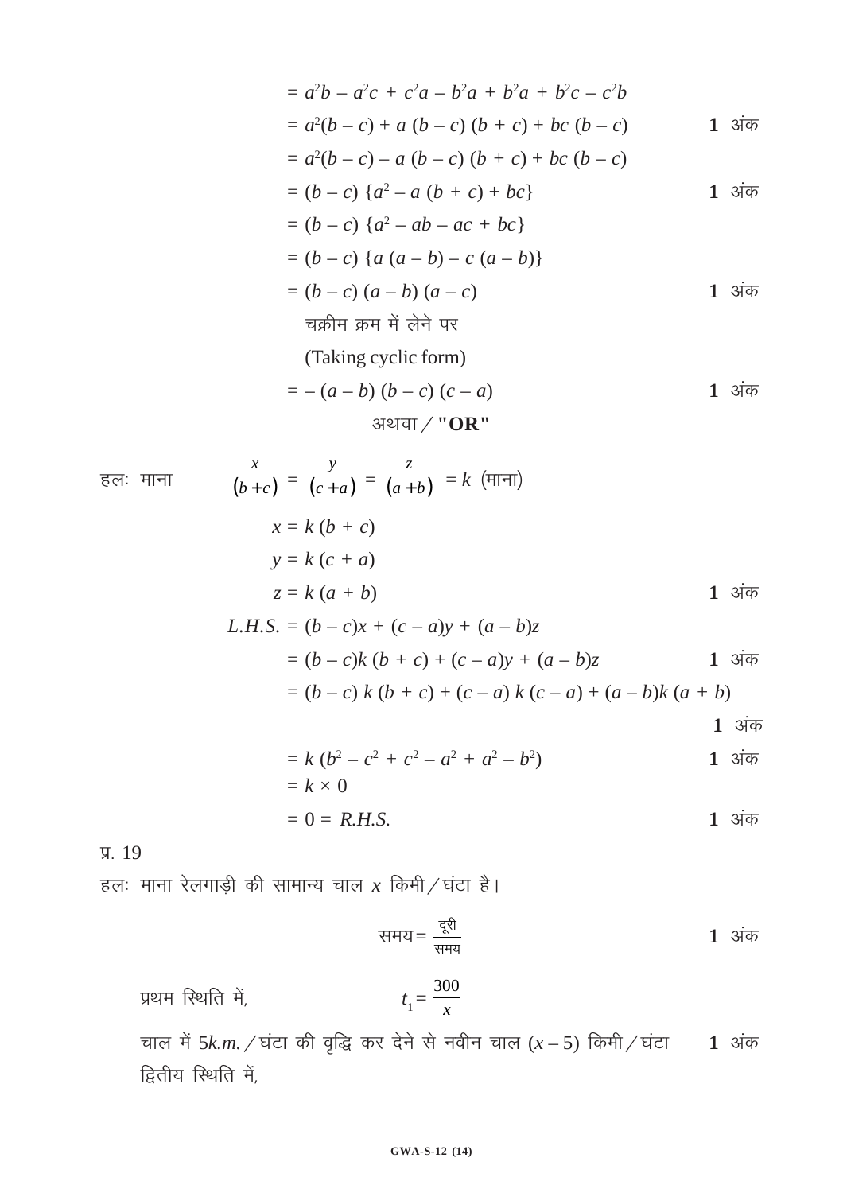$= a^2b - a^2c + c^2a - b^2a + b^2a + b^2c - c^2b$

$= a^2(b - c) + a(b - c)(b + c) + bc(b - c)$ **1** अंक

$= a^2(b - c) - a(b - c)(b + c) + bc(b - c)$

$= (b - c)\{a^2 - a(b + c) + bc\}$ **1** अंक

$= (b - c)\{a^2 - ab - ac + bc\}$

$= (b - c)\{a(a - b) - c(a - b)\}$

$= (b - c)(a - b)(a - c)$ **1** अंक

चक्रीम क्रम में लेने पर

(Taking cyclic form)

$= -(a - b)(b - c)(c - a)$ **1** अंक

अथवा / **"OR"**

हलः माना $\dfrac{x}{(b+c)} = \dfrac{y}{(c+a)} = \dfrac{z}{(a+b)} = k$ (माना)

$x = k(b + c)$

$y = k(c + a)$

$z = k(a + b)$ **1** अंक

$L.H.S. = (b - c)x + (c - a)y + (a - b)z$

$= (b - c)k(b + c) + (c - a)y + (a - b)z$ **1** अंक

$= (b - c)k(b + c) + (c - a)k(c - a) + (a - b)k(a + b)$

**1** अंक

$= k(b^2 - c^2 + c^2 - a^2 + a^2 - b^2)$ **1** अंक

$= k \times 0$

$= 0 = R.H.S.$ **1** अंक

प्र. 19

हलः माना रेलगाड़ी की सामान्य चाल $x$ किमी / घंटा है।

$$\text{समय} = \frac{\text{दूरी}}{\text{समय}}$$ **1** अंक

प्रथम स्थिति में, $t_1 = \dfrac{300}{x}$

चाल में $5k.m.$ / घंटा की वृद्धि कर देने से नवीन चाल $(x - 5)$ किमी / घंटा **1** अंक

द्वितीय स्थिति में,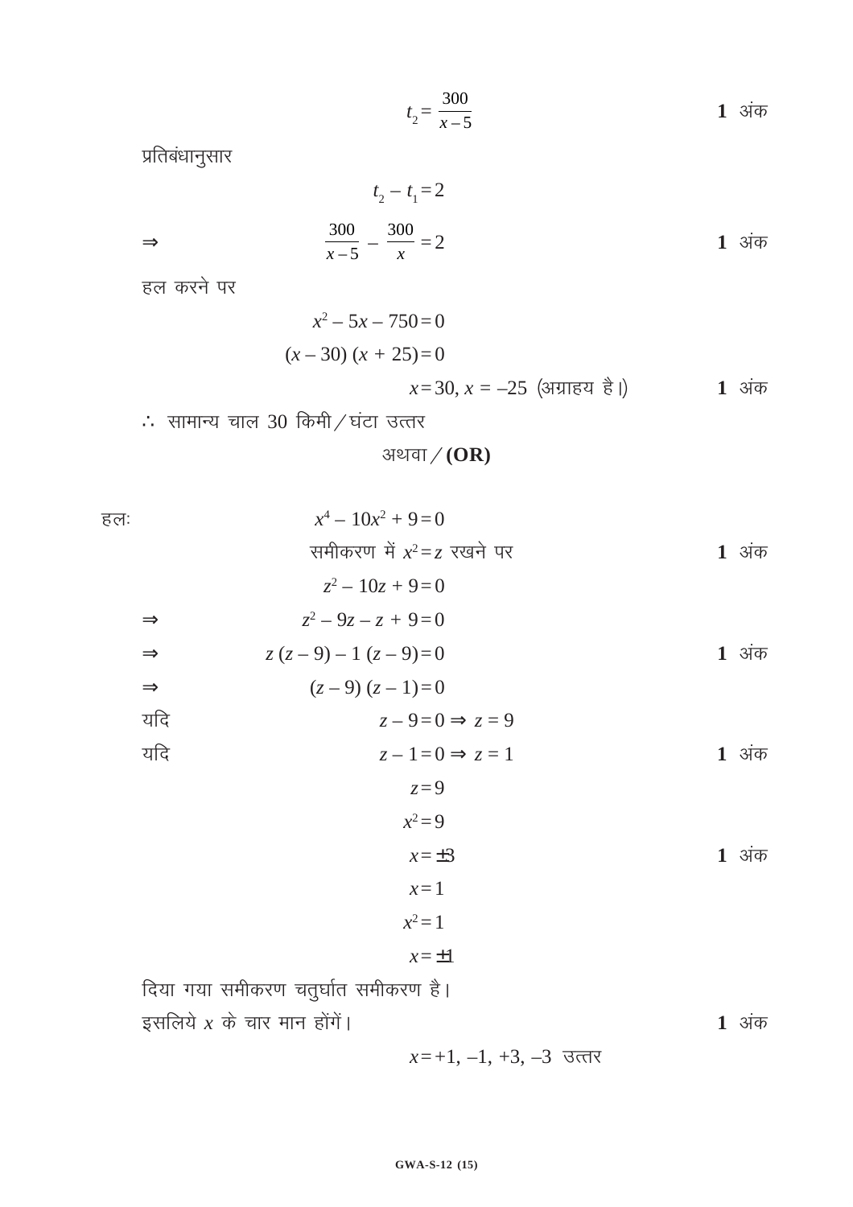$$t_2 = \frac{300}{x-5}$$ **1** अंक

प्रतिबंधानुसार

$$t_2 - t_1 = 2$$

$$\Rightarrow \quad \frac{300}{x-5} - \frac{300}{x} = 2$$ **1** अंक

हल करने पर

$$x^2 - 5x - 750 = 0$$

$$(x - 30)(x + 25) = 0$$

$$x = 30, x = -25 \text{ (अग्राहय है।)}$$ **1** अंक

$\therefore$ सामान्य चाल 30 किमी/घंटा उत्तर

अथवा / **(OR)**

हलः

$$x^4 - 10x^2 + 9 = 0$$

समीकरण में $x^2 = z$ रखने पर **1** अंक

$$z^2 - 10z + 9 = 0$$

$$\Rightarrow \quad z^2 - 9z - z + 9 = 0$$

$$\Rightarrow \quad z(z - 9) - 1(z - 9) = 0$$ **1** अंक

$$\Rightarrow \quad (z - 9)(z - 1) = 0$$

यदि $z - 9 = 0 \Rightarrow z = 9$

यदि $z - 1 = 0 \Rightarrow z = 1$ **1** अंक

$$z = 9$$

$$x^2 = 9$$

$$x = \pm 3$$ **1** अंक

$$x = 1$$

$$x^2 = 1$$

$$x = \pm 1$$

दिया गया समीकरण चतुर्घात समीकरण है।

इसलिये $x$ के चार मान होंगें। **1** अंक

$x = +1, -1, +3, -3$ उत्तर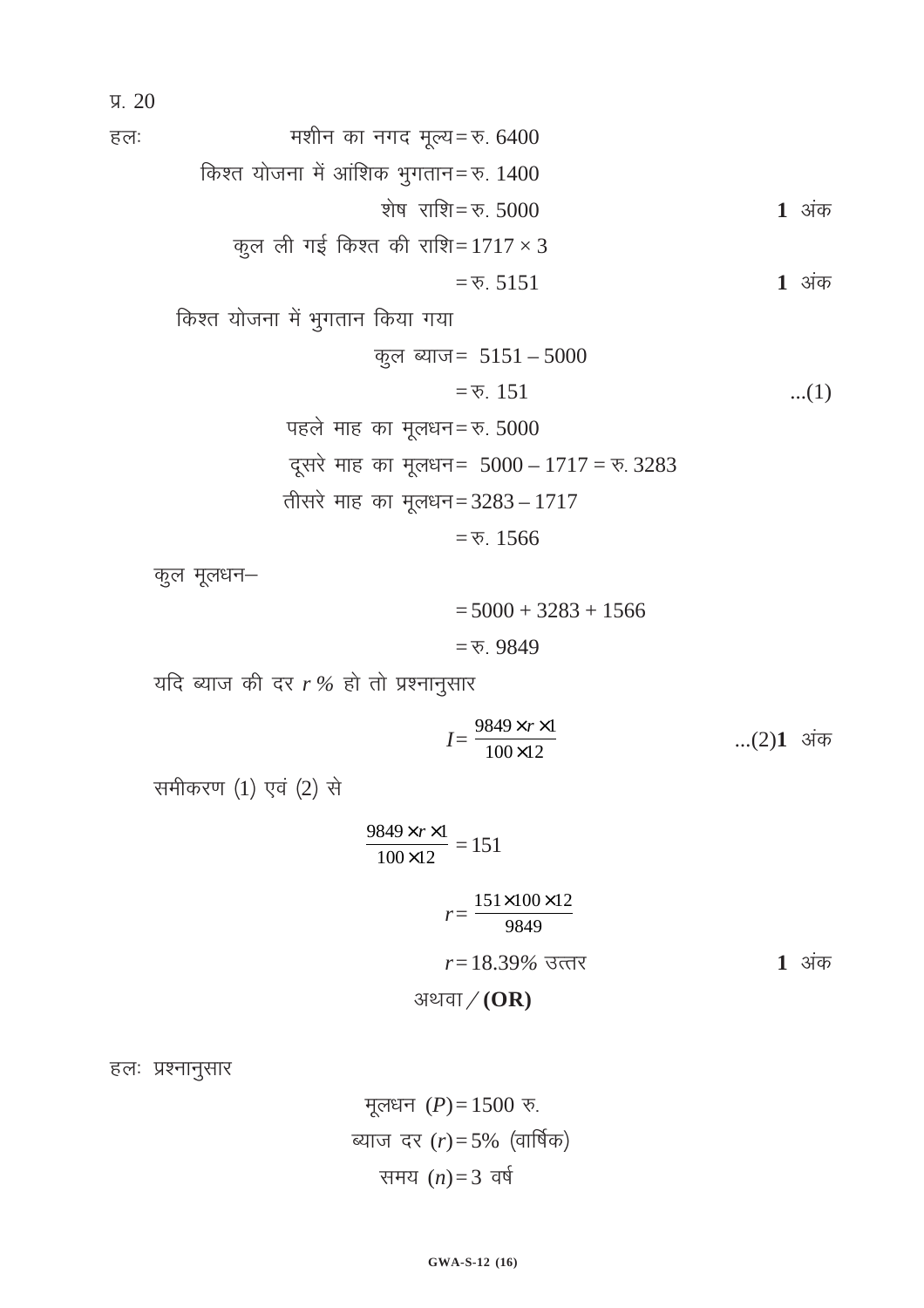प्र. 20

हलः मशीन का नगद मूल्य = रु. 6400

किश्त योजना में आंशिक भुगतान = रु. 1400

शेष राशि = रु. 5000 **1** अंक

कुल ली गई किश्त की राशि = $1717 \times 3$

= रु. 5151 **1** अंक

किश्त योजना में भुगतान किया गया

कुल ब्याज = $5151 - 5000$

= रु. 151 ...(1)

पहले माह का मूलधन = रु. 5000

दूसरे माह का मूलधन = $5000 - 1717$ = रु. 3283

तीसरे माह का मूलधन = $3283 - 1717$

= रु. 1566

कुल मूलधन–

$= 5000 + 3283 + 1566$

= रु. 9849

यदि ब्याज की दर $r\,\%$ हो तो प्रश्नानुसार

$$I = \frac{9849 \times r \times 1}{100 \times 12} \qquad ...(2)$$ **1** अंक

समीकरण (1) एवं (2) से

$$\frac{9849 \times r \times 1}{100 \times 12} = 151$$

$$r = \frac{151 \times 100 \times 12}{9849}$$

$r = 18.39\%$ उत्तर **1** अंक

अथवा / **(OR)**

हलः प्रश्नानुसार

मूलधन $(P) = 1500$ रु.

ब्याज दर $(r) = 5\%$ (वार्षिक)

समय $(n) = 3$ वर्ष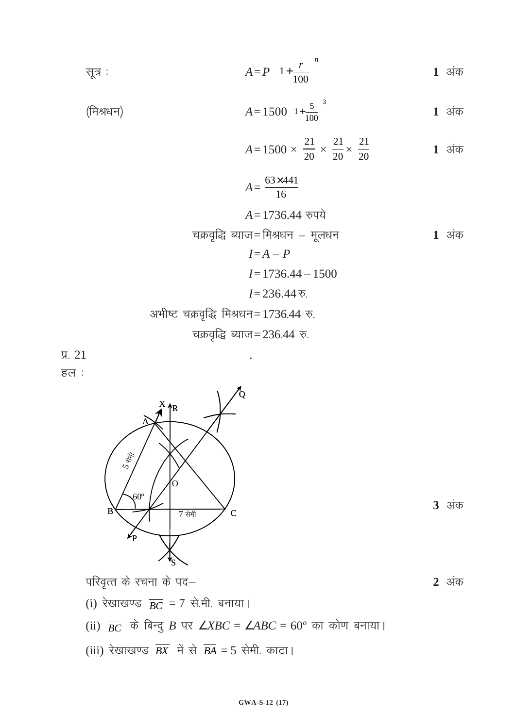सूत्र : $A = P\left(1+\dfrac{r}{100}\right)^n$ **1** अंक

(मिश्रधन) $A = 1500\left(1+\dfrac{5}{100}\right)^3$ **1** अंक

$$A = 1500 \times \frac{21}{20} \times \frac{21}{20} \times \frac{21}{20}$$ **1** अंक

$$A = \frac{63 \times 441}{16}$$

$$A = 1736.44 \text{ रुपये}$$

चक्रवृद्धि ब्याज = मिश्रधन – मूलधन **1** अंक

$$I = A - P$$

$$I = 1736.44 - 1500$$

$$I = 236.44 \text{ रु.}$$

अभीष्ट चक्रवृद्धि मिश्रधन = 1736.44 रु.

चक्रवृद्धि ब्याज = 236.44 रु.

प्र. 21 .

हल :

**3** अंक

परिवृत्त के रचना के पद– **2** अंक

(i) रेखाखण्ड $\overline{BC} = 7$ से.मी. बनाया।

(ii) $\overline{BC}$ के बिन्दु $B$ पर $\angle XBC = \angle ABC = 60^o$ का कोण बनाया।

(iii) रेखाखण्ड $\overline{BX}$ में से $\overline{BA} = 5$ सेमी. काटा।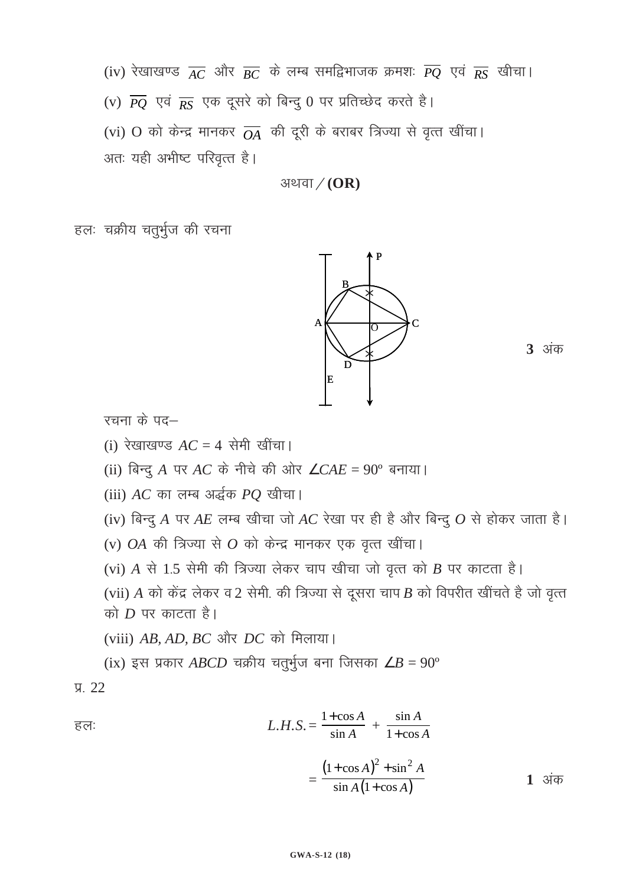(iv) रेखाखण्ड $\overline{AC}$ और $\overline{BC}$ के लम्ब समद्विभाजक क्रमशः $\overline{PQ}$ एवं $\overline{RS}$ खीचा।

(v) $\overline{PQ}$ एवं $\overline{RS}$ एक दूसरे को बिन्दु 0 पर प्रतिच्छेद करते है।

(vi) O को केन्द्र मानकर $\overline{OA}$ की दूरी के बराबर त्रिज्या से वृत्त खींचा।

अतः यही अभीष्ट परिवृत्त है।

अथवा / **(OR)**

हलः चक्रीय चतुर्भुज की रचना

**3** अंक

रचना के पद–

(i) रेखाखण्ड $AC = 4$ सेमी खींचा।

(ii) बिन्दु $A$ पर $AC$ के नीचे की ओर $\angle CAE = 90^\circ$ बनाया।

(iii) $AC$ का लम्ब अर्द्धक $PQ$ खीचा।

(iv) बिन्दु $A$ पर $AE$ लम्ब खीचा जो $AC$ रेखा पर ही है और बिन्दु $O$ से होकर जाता है।

(v) $OA$ की त्रिज्या से $O$ को केन्द्र मानकर एक वृत्त खींचा।

(vi) $A$ से 1.5 सेमी की त्रिज्या लेकर चाप खीचा जो वृत्त को $B$ पर काटता है।

(vii) $A$ को केंद्र लेकर व 2 सेमी. की त्रिज्या से दूसरा चाप $B$ को विपरीत खींचते है जो वृत्त को $D$ पर काटता है।

(viii) $AB, AD, BC$ और $DC$ को मिलाया।

(ix) इस प्रकार $ABCD$ चक्रीय चतुर्भुज बना जिसका $\angle B = 90^\circ$

प्र. 22

हलः

$$L.H.S. = \frac{1+\cos A}{\sin A} + \frac{\sin A}{1+\cos A}$$

$$= \frac{(1+\cos A)^2 + \sin^2 A}{\sin A(1+\cos A)}$$

**1** अंक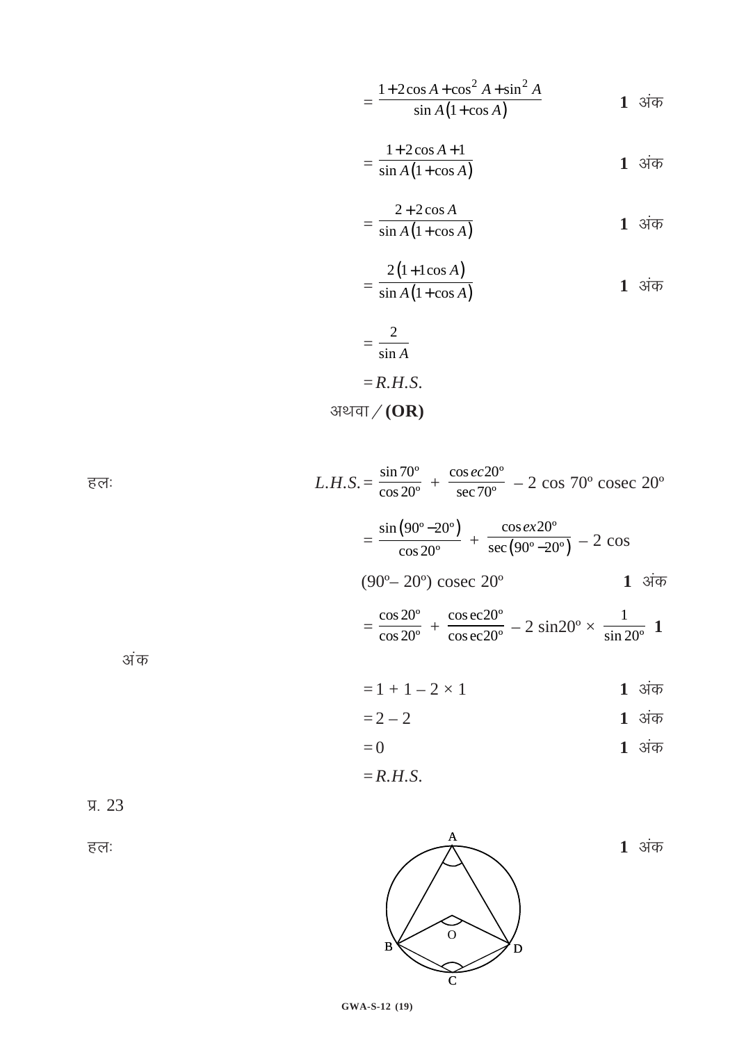$$= \frac{1+2\cos A+\cos^2 A+\sin^2 A}{\sin A(1+\cos A)}$$ **1** अंक

$$= \frac{1+2\cos A+1}{\sin A(1+\cos A)}$$ **1** अंक

$$= \frac{2+2\cos A}{\sin A(1+\cos A)}$$ **1** अंक

$$= \frac{2(1+1\cos A)}{\sin A(1+\cos A)}$$ **1** अंक

$$= \frac{2}{\sin A}$$

$$= R.H.S.$$

अथवा / **(OR)**

हलः

$$L.H.S. = \frac{\sin 70^\circ}{\cos 20^\circ} + \frac{\operatorname{cosec} 20^\circ}{\sec 70^\circ} - 2\cos 70^\circ \operatorname{cosec} 20^\circ$$

$$= \frac{\sin(90^\circ - 20^\circ)}{\cos 20^\circ} + \frac{\operatorname{cosec} 20^\circ}{\sec(90^\circ - 20^\circ)} - 2\cos(90^\circ - 20^\circ)\operatorname{cosec} 20^\circ$$ **1** अंक

$$= \frac{\cos 20^\circ}{\cos 20^\circ} + \frac{\operatorname{cosec} 20^\circ}{\operatorname{cosec} 20^\circ} - 2\sin 20^\circ \times \frac{1}{\sin 20^\circ}$$ **1** अंक

$$= 1 + 1 - 2 \times 1$$ **1** अंक

$$= 2 - 2$$ **1** अंक

$$= 0$$ **1** अंक

$$= R.H.S.$$

प्र. 23

हलः **1** अंक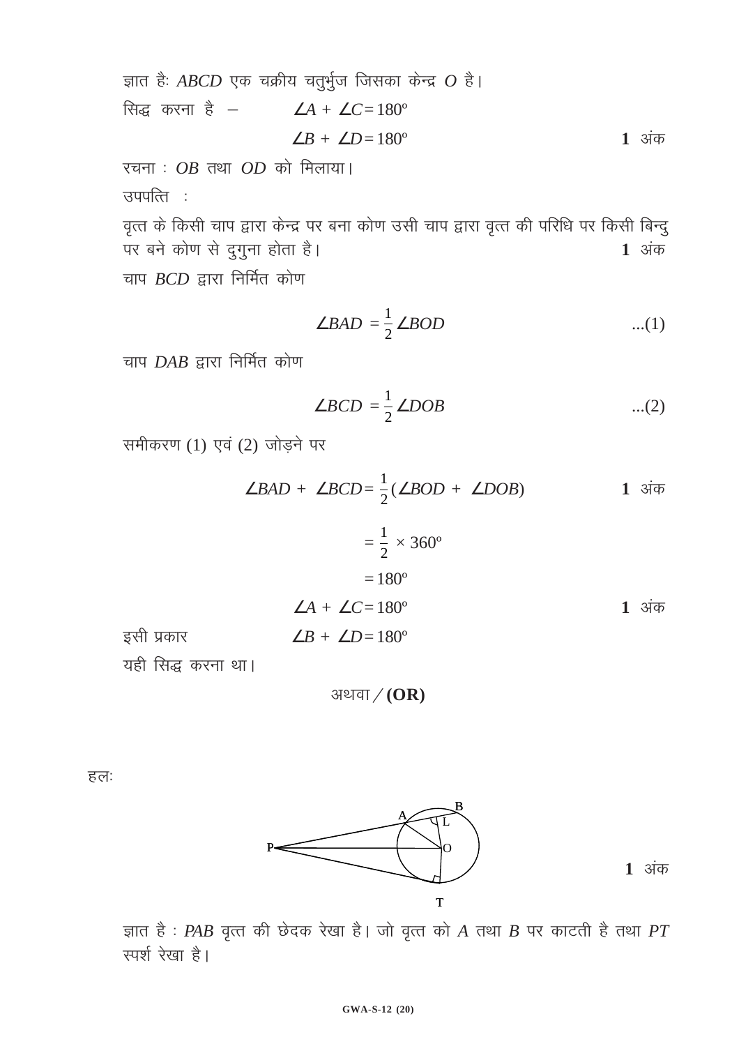ज्ञात हैः $ABCD$ एक चक्रीय चतुर्भुज जिसका केन्द्र $O$ है।

सिद्ध करना है – $\angle A + \angle C = 180^\circ$

$\angle B + \angle D = 180^\circ$ **1** अंक

रचना : $OB$ तथा $OD$ को मिलाया।

उपपत्ति :

वृत्त के किसी चाप द्वारा केन्द्र पर बना कोण उसी चाप द्वारा वृत्त की परिधि पर किसी बिन्दु पर बने कोण से दुगुना होता है। **1** अंक

चाप $BCD$ द्वारा निर्मित कोण

$$\angle BAD = \frac{1}{2}\angle BOD \qquad ...(1)$$

चाप $DAB$ द्वारा निर्मित कोण

$$\angle BCD = \frac{1}{2}\angle DOB \qquad ...(2)$$

समीकरण (1) एवं (2) जोड़ने पर

$$\angle BAD + \angle BCD = \frac{1}{2}(\angle BOD + \angle DOB)$$ **1** अंक

$$= \frac{1}{2} \times 360^\circ$$

$$= 180^\circ$$

$$\angle A + \angle C = 180^\circ$$ **1** अंक

इसी प्रकार $\angle B + \angle D = 180^\circ$

यही सिद्ध करना था।

अथवा / **(OR)**

हलः

**1** अंक

ज्ञात है : $PAB$ वृत्त की छेदक रेखा है। जो वृत्त को $A$ तथा $B$ पर काटती है तथा $PT$ स्पर्श रेखा है।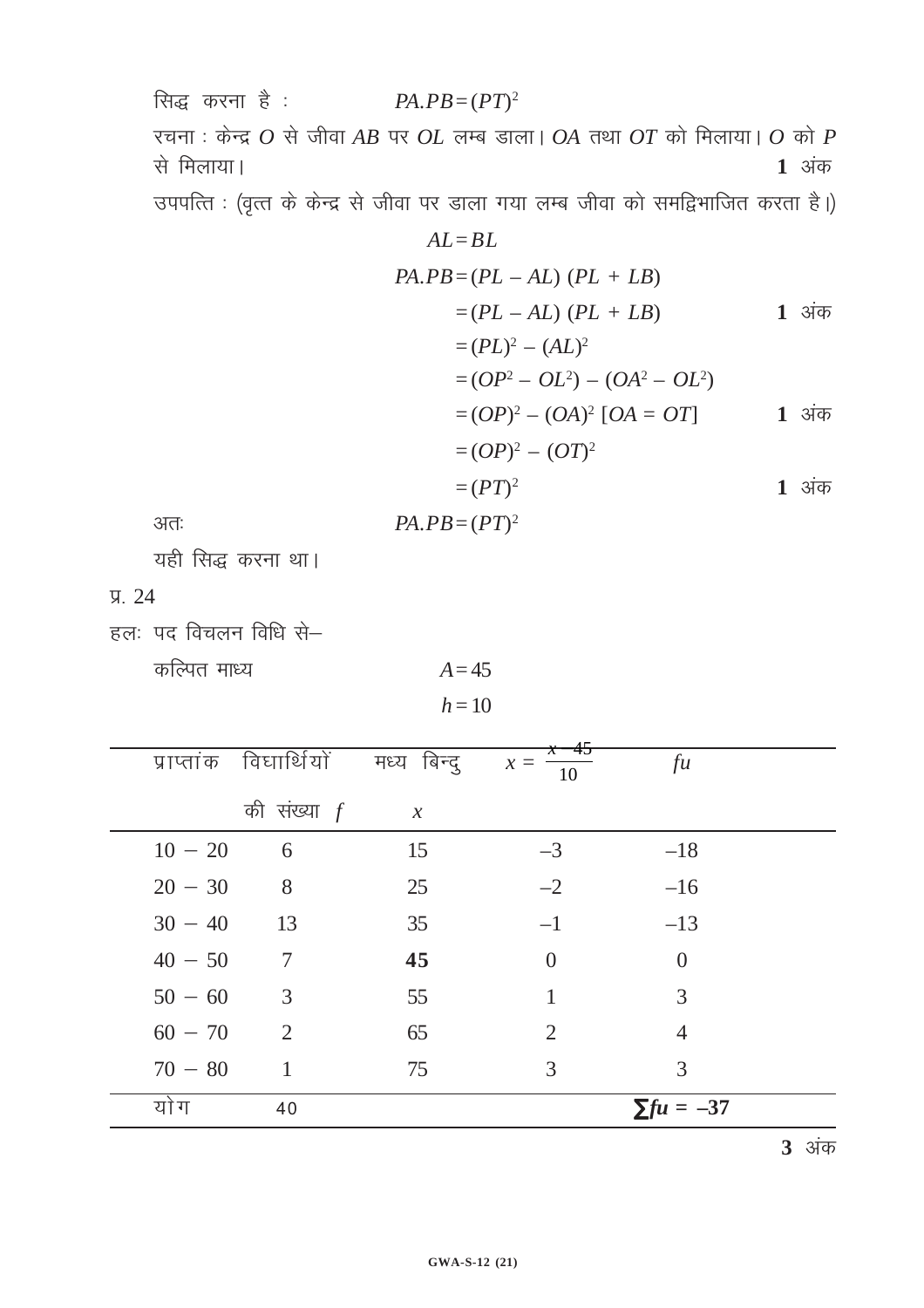सिद्ध करना है : $PA.PB = (PT)^2$

रचना : केन्द्र $O$ से जीवा $AB$ पर $OL$ लम्ब डाला। $OA$ तथा $OT$ को मिलाया। $O$ को $P$ से मिलाया। **1** अंक

उपपत्ति : (वृत्त के केन्द्र से जीवा पर डाला गया लम्ब जीवा को समद्विभाजित करता है।)

$$AL = BL$$

$$PA.PB = (PL - AL)\ (PL + LB)$$

$$= (PL - AL)\ (PL + LB) \qquad \textbf{1 अंक}$$

$$= (PL)^2 - (AL)^2$$

$$= (OP^2 - OL^2) - (OA^2 - OL^2)$$

$$= (OP)^2 - (OA)^2\ [OA = OT] \qquad \textbf{1 अंक}$$

$$= (OP)^2 - (OT)^2$$

$$= (PT)^2 \qquad \textbf{1 अंक}$$

अतः $PA.PB = (PT)^2$

यही सिद्ध करना था।

प्र. 24

हलः पद विचलन विधि से–

कल्पित माध्य $A = 45$

$h = 10$

| प्राप्तांक | विघार्थियों की संख्या $f$ | मध्य बिन्दु $x$ | $x = \frac{x-45}{10}$ | $fu$ |
|---|---|---|---|---|
| 10 – 20 | 6 | 15 | –3 | –18 |
| 20 – 30 | 8 | 25 | –2 | –16 |
| 30 – 40 | 13 | 35 | –1 | –13 |
| 40 – 50 | 7 | **45** | 0 | 0 |
| 50 – 60 | 3 | 55 | 1 | 3 |
| 60 – 70 | 2 | 65 | 2 | 4 |
| 70 – 80 | 1 | 75 | 3 | 3 |
| योग | 40 | | | $\sum fu = -37$ |

**3** अंक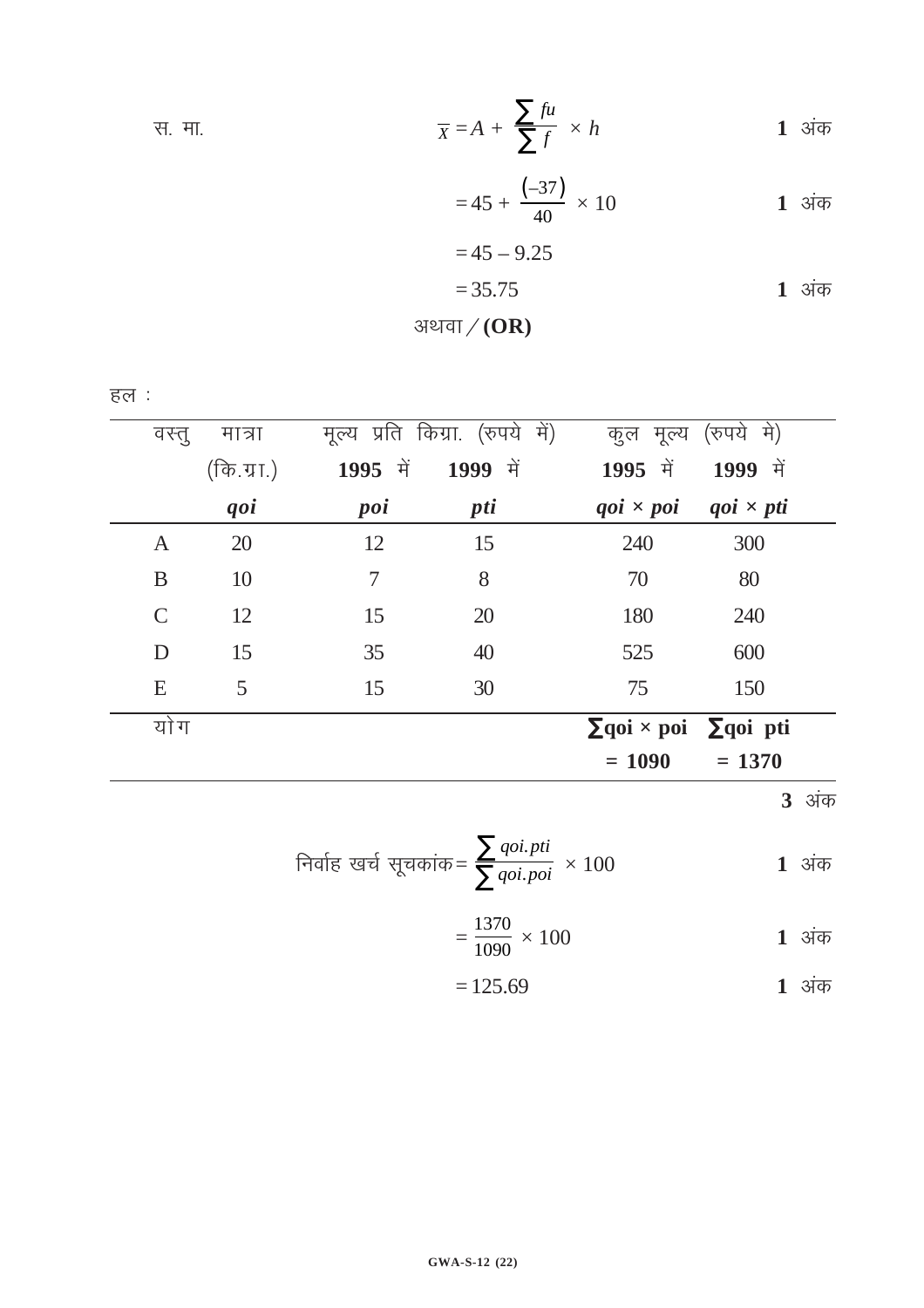स. मा. $\bar{x} = A + \frac{\sum fu}{\sum f} \times h$ **1** अंक

$= 45 + \frac{(-37)}{40} \times 10$ **1** अंक

$= 45 - 9.25$

$= 35.75$ **1** अंक

अथवा / **(OR)**

हल :

| वस्तु | मात्रा (कि.ग्रा.) | मूल्य प्रति किग्रा. (रुपये में) | | कुल मूल्य (रुपये मे) | |
|---|---|---|---|---|---|
| | | **1995** में | **1999** में | **1995** में | **1999** में |
| | ***qoi*** | ***poi*** | ***pti*** | ***qoi × poi*** | ***qoi × pti*** |
| A | 20 | 12 | 15 | 240 | 300 |
| B | 10 | 7 | 8 | 70 | 80 |
| C | 12 | 15 | 20 | 180 | 240 |
| D | 15 | 35 | 40 | 525 | 600 |
| E | 5 | 15 | 30 | 75 | 150 |
| योग | | | | **∑qoi × poi = 1090** | **∑qoi pti = 1370** |

**3** अंक

निर्वाह खर्च सूचकांक $= \frac{\sum qoi.pti}{\sum qoi.poi} \times 100$ **1** अंक

$= \frac{1370}{1090} \times 100$ **1** अंक

$= 125.69$ **1** अंक